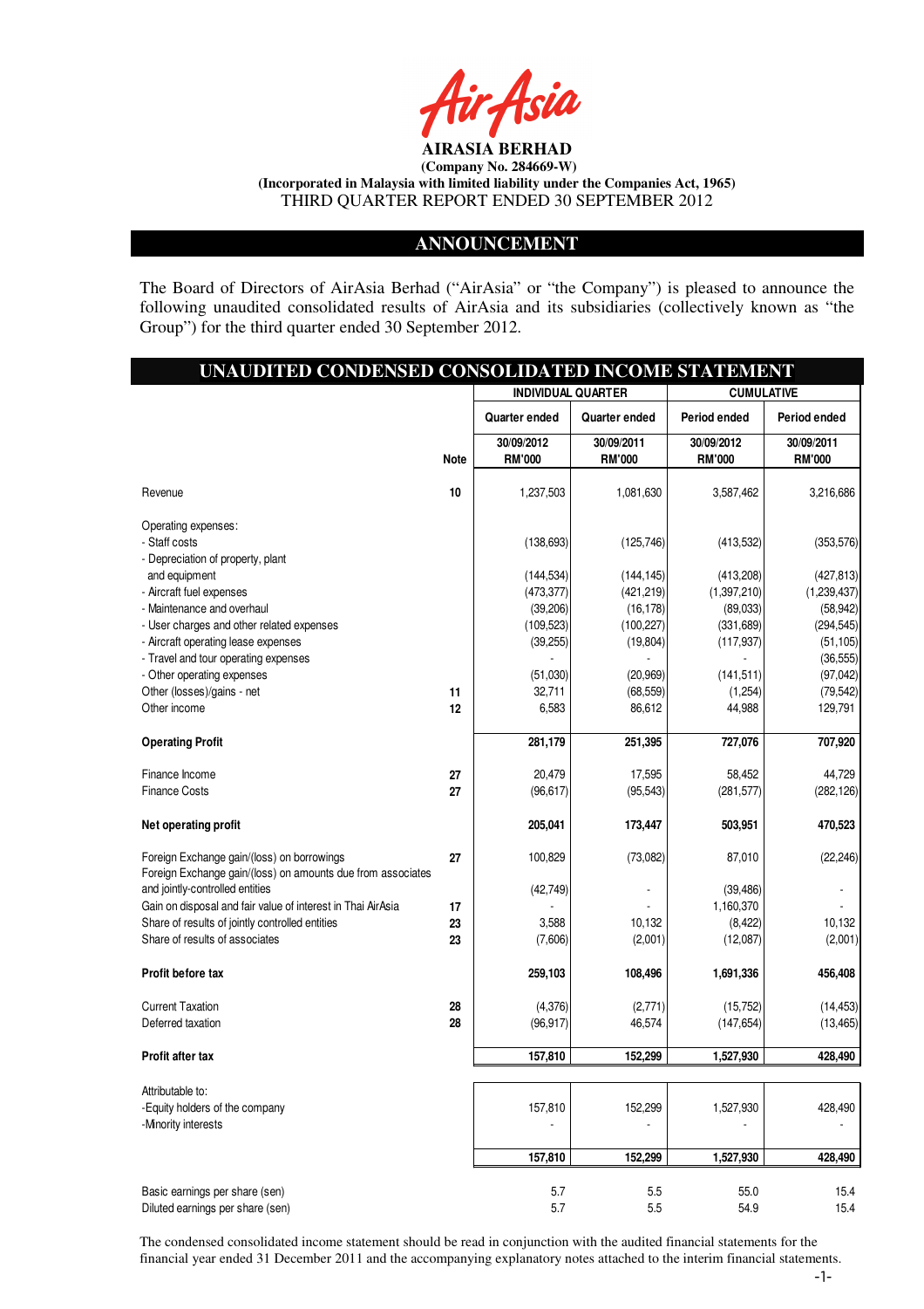**AIRASIA BERHAD**
**(Company No. 284669-W)**
**(Incorporated in Malaysia with limited liability under the Companies Act, 1965)**
THIRD QUARTER REPORT ENDED 30 SEPTEMBER 2012

## ANNOUNCEMENT

The Board of Directors of AirAsia Berhad ("AirAsia" or "the Company") is pleased to announce the following unaudited consolidated results of AirAsia and its subsidiaries (collectively known as "the Group") for the third quarter ended 30 September 2012.

## UNAUDITED CONDENSED CONSOLIDATED INCOME STATEMENT

| | | INDIVIDUAL QUARTER | | CUMULATIVE | |
|---|---|---|---|---|---|
| | | Quarter ended | Quarter ended | Period ended | Period ended |
| | Note | 30/09/2012 RM'000 | 30/09/2011 RM'000 | 30/09/2012 RM'000 | 30/09/2011 RM'000 |
| Revenue | 10 | 1,237,503 | 1,081,630 | 3,587,462 | 3,216,686 |
| Operating expenses: | | | | | |
| - Staff costs | | (138,693) | (125,746) | (413,532) | (353,576) |
| - Depreciation of property, plant and equipment | | (144,534) | (144,145) | (413,208) | (427,813) |
| - Aircraft fuel expenses | | (473,377) | (421,219) | (1,397,210) | (1,239,437) |
| - Maintenance and overhaul | | (39,206) | (16,178) | (89,033) | (58,942) |
| - User charges and other related expenses | | (109,523) | (100,227) | (331,689) | (294,545) |
| - Aircraft operating lease expenses | | (39,255) | (19,804) | (117,937) | (51,105) |
| - Travel and tour operating expenses | | - | - | - | (36,555) |
| - Other operating expenses | | (51,030) | (20,969) | (141,511) | (97,042) |
| Other (losses)/gains - net | 11 | 32,711 | (68,559) | (1,254) | (79,542) |
| Other income | 12 | 6,583 | 86,612 | 44,988 | 129,791 |
| **Operating Profit** | | 281,179 | 251,395 | 727,076 | 707,920 |
| Finance Income | 27 | 20,479 | 17,595 | 58,452 | 44,729 |
| Finance Costs | 27 | (96,617) | (95,543) | (281,577) | (282,126) |
| **Net operating profit** | | 205,041 | 173,447 | 503,951 | 470,523 |
| Foreign Exchange gain/(loss) on borrowings | 27 | 100,829 | (73,082) | 87,010 | (22,246) |
| Foreign Exchange gain/(loss) on amounts due from associates and jointly-controlled entities | | (42,749) | - | (39,486) | - |
| Gain on disposal and fair value of interest in Thai AirAsia | 17 | - | - | 1,160,370 | - |
| Share of results of jointly controlled entities | 23 | 3,588 | 10,132 | (8,422) | 10,132 |
| Share of results of associates | 23 | (7,606) | (2,001) | (12,087) | (2,001) |
| **Profit before tax** | | 259,103 | 108,496 | 1,691,336 | 456,408 |
| Current Taxation | 28 | (4,376) | (2,771) | (15,752) | (14,453) |
| Deferred taxation | 28 | (96,917) | 46,574 | (147,654) | (13,465) |
| **Profit after tax** | | 157,810 | 152,299 | 1,527,930 | 428,490 |
| Attributable to: | | | | | |
| -Equity holders of the company | | 157,810 | 152,299 | 1,527,930 | 428,490 |
| -Minority interests | | - | - | - | - |
| | | 157,810 | 152,299 | 1,527,930 | 428,490 |
| Basic earnings per share (sen) | | 5.7 | 5.5 | 55.0 | 15.4 |
| Diluted earnings per share (sen) | | 5.7 | 5.5 | 54.9 | 15.4 |

The condensed consolidated income statement should be read in conjunction with the audited financial statements for the financial year ended 31 December 2011 and the accompanying explanatory notes attached to the interim financial statements.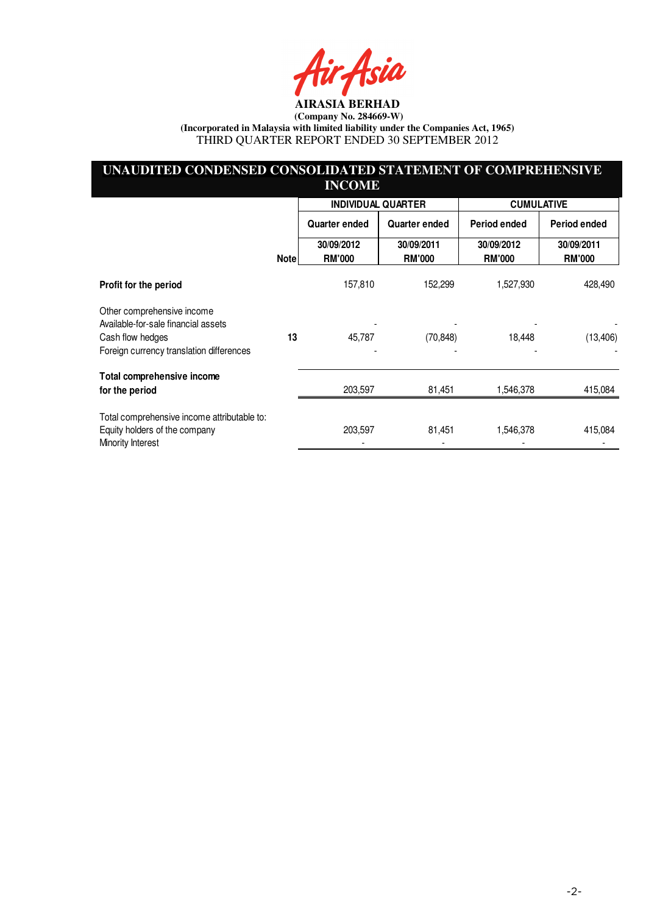**AIRASIA BERHAD**
**(Company No. 284669-W)**
**(Incorporated in Malaysia with limited liability under the Companies Act, 1965)**
THIRD QUARTER REPORT ENDED 30 SEPTEMBER 2012

## UNAUDITED CONDENSED CONSOLIDATED STATEMENT OF COMPREHENSIVE INCOME

| | | INDIVIDUAL QUARTER | | CUMULATIVE | |
|---|---|---|---|---|---|
| | | Quarter ended | Quarter ended | Period ended | Period ended |
| | Note | 30/09/2012 RM'000 | 30/09/2011 RM'000 | 30/09/2012 RM'000 | 30/09/2011 RM'000 |
| **Profit for the period** | | 157,810 | 152,299 | 1,527,930 | 428,490 |
| Other comprehensive income | | | | | |
| Available-for-sale financial assets | | - | - | - | - |
| Cash flow hedges | 13 | 45,787 | (70,848) | 18,448 | (13,406) |
| Foreign currency translation differences | | - | - | - | - |
| **Total comprehensive income for the period** | | 203,597 | 81,451 | 1,546,378 | 415,084 |
| Total comprehensive income attributable to: | | | | | |
| Equity holders of the company | | 203,597 | 81,451 | 1,546,378 | 415,084 |
| Minority Interest | | - | - | - | - |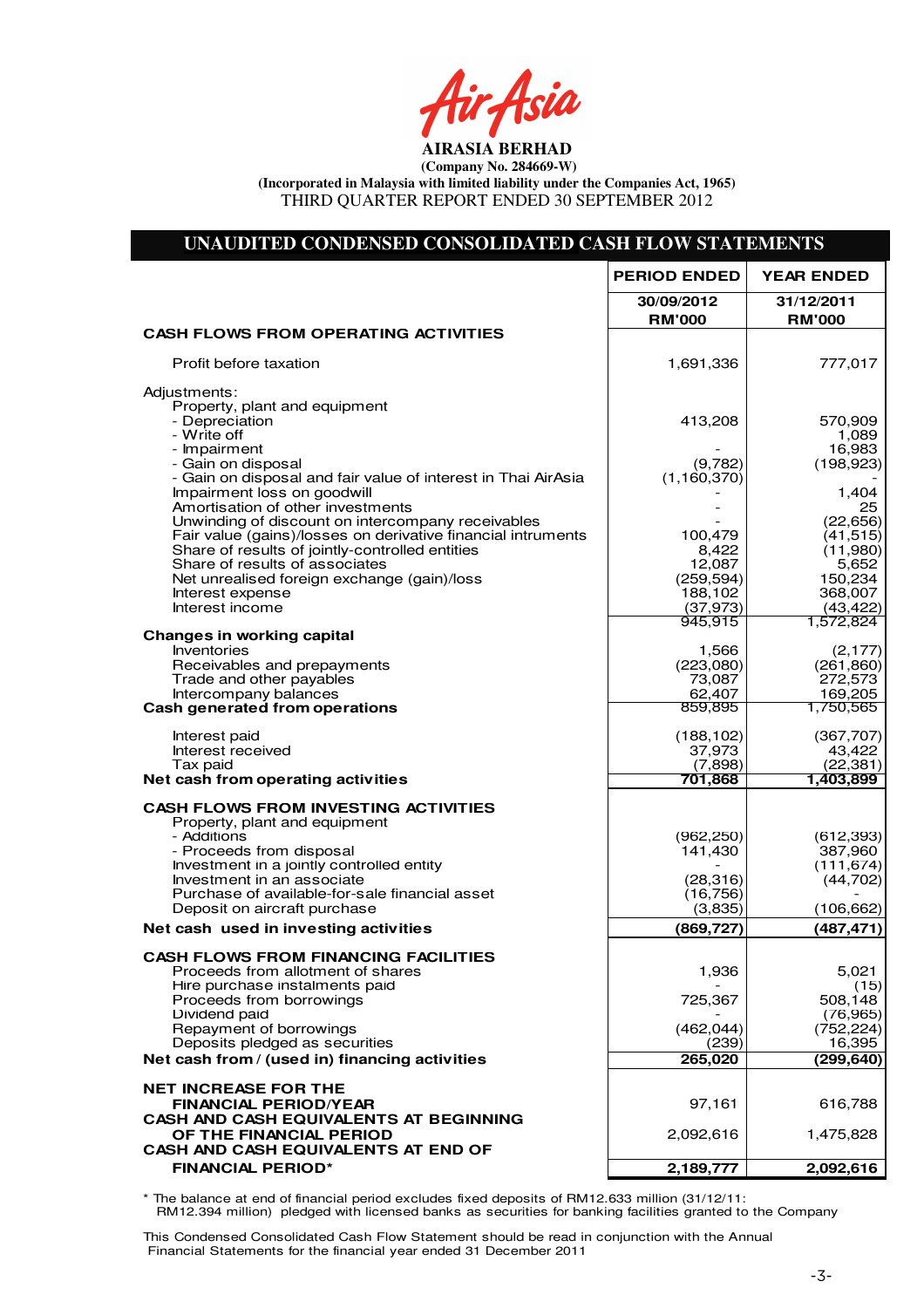**AIRASIA BERHAD**
**(Company No. 284669-W)**
**(Incorporated in Malaysia with limited liability under the Companies Act, 1965)**
THIRD QUARTER REPORT ENDED 30 SEPTEMBER 2012

## UNAUDITED CONDENSED CONSOLIDATED CASH FLOW STATEMENTS

| | PERIOD ENDED | YEAR ENDED |
|---|---|---|
| | 30/09/2012 RM'000 | 31/12/2011 RM'000 |
| **CASH FLOWS FROM OPERATING ACTIVITIES** | | |
| Profit before taxation | 1,691,336 | 777,017 |
| Adjustments: | | |
| Property, plant and equipment | | |
| - Depreciation | 413,208 | 570,909 |
| - Write off | | 1,089 |
| - Impairment | - | 16,983 |
| - Gain on disposal | (9,782) | (198,923) |
| - Gain on disposal and fair value of interest in Thai AirAsia | (1,160,370) | - |
| Impairment loss on goodwill | - | 1,404 |
| Amortisation of other investments | - | 25 |
| Unwinding of discount on intercompany receivables | - | (22,656) |
| Fair value (gains)/losses on derivative financial intruments | 100,479 | (41,515) |
| Share of results of jointly-controlled entities | 8,422 | (11,980) |
| Share of results of associates | 12,087 | 5,652 |
| Net unrealised foreign exchange (gain)/loss | (259,594) | 150,234 |
| Interest expense | 188,102 | 368,007 |
| Interest income | (37,973) | (43,422) |
| | 945,915 | 1,572,824 |
| **Changes in working capital** | | |
| Inventories | 1,566 | (2,177) |
| Receivables and prepayments | (223,080) | (261,860) |
| Trade and other payables | 73,087 | 272,573 |
| Intercompany balances | 62,407 | 169,205 |
| **Cash generated from operations** | 859,895 | 1,750,565 |
| Interest paid | (188,102) | (367,707) |
| Interest received | 37,973 | 43,422 |
| Tax paid | (7,898) | (22,381) |
| **Net cash from operating activities** | **701,868** | **1,403,899** |
| **CASH FLOWS FROM INVESTING ACTIVITIES** | | |
| Property, plant and equipment | | |
| - Additions | (962,250) | (612,393) |
| - Proceeds from disposal | 141,430 | 387,960 |
| Investment in a jointly controlled entity | - | (111,674) |
| Investment in an associate | (28,316) | (44,702) |
| Purchase of available-for-sale financial asset | (16,756) | - |
| Deposit on aircraft purchase | (3,835) | (106,662) |
| **Net cash used in investing activities** | **(869,727)** | **(487,471)** |
| **CASH FLOWS FROM FINANCING FACILITIES** | | |
| Proceeds from allotment of shares | 1,936 | 5,021 |
| Hire purchase instalments paid | - | (15) |
| Proceeds from borrowings | 725,367 | 508,148 |
| Dividend paid | - | (76,965) |
| Repayment of borrowings | (462,044) | (752,224) |
| Deposits pledged as securities | (239) | 16,395 |
| **Net cash from / (used in) financing activities** | **265,020** | **(299,640)** |
| **NET INCREASE FOR THE FINANCIAL PERIOD/YEAR** | 97,161 | 616,788 |
| **CASH AND CASH EQUIVALENTS AT BEGINNING OF THE FINANCIAL PERIOD** | 2,092,616 | 1,475,828 |
| **CASH AND CASH EQUIVALENTS AT END OF FINANCIAL PERIOD*** | **2,189,777** | **2,092,616** |

\* The balance at end of financial period excludes fixed deposits of RM12.633 million (31/12/11: RM12.394 million) pledged with licensed banks as securities for banking facilities granted to the Company

This Condensed Consolidated Cash Flow Statement should be read in conjunction with the Annual Financial Statements for the financial year ended 31 December 2011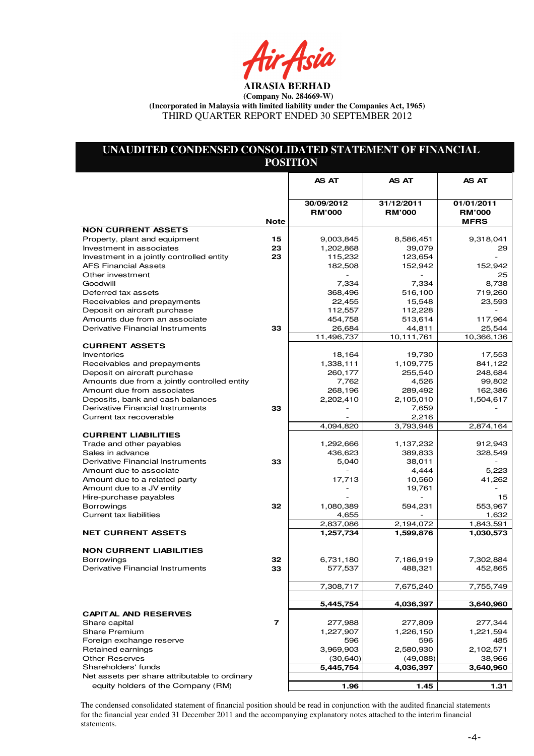**AIRASIA BERHAD**

**(Company No. 284669-W)**

**(Incorporated in Malaysia with limited liability under the Companies Act, 1965)**

THIRD QUARTER REPORT ENDED 30 SEPTEMBER 2012

## UNAUDITED CONDENSED CONSOLIDATED STATEMENT OF FINANCIAL POSITION

| | Note | AS AT 30/09/2012 RM'000 | AS AT 31/12/2011 RM'000 | AS AT 01/01/2011 RM'000 MFRS |
|---|---|---|---|---|
| **NON CURRENT ASSETS** | | | | |
| Property, plant and equipment | 15 | 9,003,845 | 8,586,451 | 9,318,041 |
| Investment in associates | 23 | 1,202,868 | 39,079 | 29 |
| Investment in a jointly controlled entity | 23 | 115,232 | 123,654 | - |
| AFS Financial Assets | | 182,508 | 152,942 | 152,942 |
| Other investment | | - | - | 25 |
| Goodwill | | 7,334 | 7,334 | 8,738 |
| Deferred tax assets | | 368,496 | 516,100 | 719,260 |
| Receivables and prepayments | | 22,455 | 15,548 | 23,593 |
| Deposit on aircraft purchase | | 112,557 | 112,228 | - |
| Amounts due from an associate | | 454,758 | 513,614 | 117,964 |
| Derivative Financial Instruments | 33 | 26,684 | 44,811 | 25,544 |
| | | 11,496,737 | 10,111,761 | 10,366,136 |
| **CURRENT ASSETS** | | | | |
| Inventories | | 18,164 | 19,730 | 17,553 |
| Receivables and prepayments | | 1,338,111 | 1,109,775 | 841,122 |
| Deposit on aircraft purchase | | 260,177 | 255,540 | 248,684 |
| Amounts due from a jointly controlled entity | | 7,762 | 4,526 | 99,802 |
| Amount due from associates | | 268,196 | 289,492 | 162,386 |
| Deposits, bank and cash balances | | 2,202,410 | 2,105,010 | 1,504,617 |
| Derivative Financial Instruments | 33 | - | 7,659 | - |
| Current tax recoverable | | - | 2,216 | |
| | | 4,094,820 | 3,793,948 | 2,874,164 |
| **CURRENT LIABILITIES** | | | | |
| Trade and other payables | | 1,292,666 | 1,137,232 | 912,943 |
| Sales in advance | | 436,623 | 389,833 | 328,549 |
| Derivative Financial Instruments | 33 | 5,040 | 38,011 | - |
| Amount due to associate | | - | 4,444 | 5,223 |
| Amount due to a related party | | 17,713 | 10,560 | 41,262 |
| Amount due to a JV entity | | - | 19,761 | - |
| Hire-purchase payables | | - | - | 15 |
| Borrowings | 32 | 1,080,389 | 594,231 | 553,967 |
| Current tax liabilities | | 4,655 | - | 1,632 |
| | | 2,837,086 | 2,194,072 | 1,843,591 |
| **NET CURRENT ASSETS** | | **1,257,734** | **1,599,876** | **1,030,573** |
| **NON CURRENT LIABILITIES** | | | | |
| Borrowings | 32 | 6,731,180 | 7,186,919 | 7,302,884 |
| Derivative Financial Instruments | 33 | 577,537 | 488,321 | 452,865 |
| | | 7,308,717 | 7,675,240 | 7,755,749 |
| | | **5,445,754** | **4,036,397** | **3,640,960** |
| **CAPITAL AND RESERVES** | | | | |
| Share capital | 7 | 277,988 | 277,809 | 277,344 |
| Share Premium | | 1,227,907 | 1,226,150 | 1,221,594 |
| Foreign exchange reserve | | 596 | 596 | 485 |
| Retained earnings | | 3,969,903 | 2,580,930 | 2,102,571 |
| Other Reserves | | (30,640) | (49,088) | 38,966 |
| Shareholders' funds | | **5,445,754** | **4,036,397** | **3,640,960** |
| Net assets per share attributable to ordinary equity holders of the Company (RM) | | **1.96** | **1.45** | **1.31** |

The condensed consolidated statement of financial position should be read in conjunction with the audited financial statements for the financial year ended 31 December 2011 and the accompanying explanatory notes attached to the interim financial statements.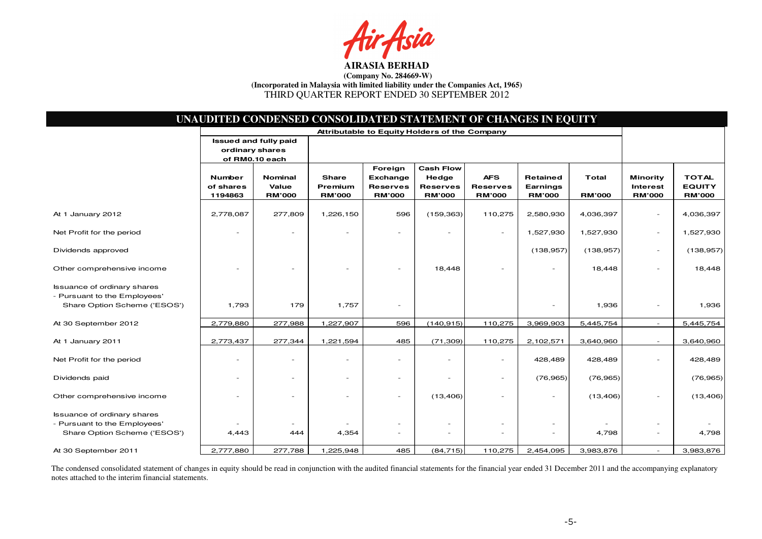**AIRASIA BERHAD**

**(Company No. 284669-W)**

**(Incorporated in Malaysia with limited liability under the Companies Act, 1965)**

THIRD QUARTER REPORT ENDED 30 SEPTEMBER 2012

## UNAUDITED CONDENSED CONSOLIDATED STATEMENT OF CHANGES IN EQUITY

| | Attributable to Equity Holders of the Company | | | | | | | | | |
|---|---|---|---|---|---|---|---|---|---|---|
| | Issued and fully paid ordinary shares of RM0.10 each | | | | | | | | | |
| | Number of shares 1194863 | Nominal Value RM'000 | Share Premium RM'000 | Foreign Exchange Reserves RM'000 | Cash Flow Hedge Reserves RM'000 | AFS Reserves RM'000 | Retained Earnings RM'000 | Total RM'000 | Minority Interest RM'000 | TOTAL EQUITY RM'000 |
| At 1 January 2012 | 2,778,087 | 277,809 | 1,226,150 | 596 | (159,363) | 110,275 | 2,580,930 | 4,036,397 | - | 4,036,397 |
| Net Profit for the period | - | - | - | - | - | - | 1,527,930 | 1,527,930 | - | 1,527,930 |
| Dividends approved | | | | | | | (138,957) | (138,957) | - | (138,957) |
| Other comprehensive income | - | - | - | - | 18,448 | - | - | 18,448 | - | 18,448 |
| Issuance of ordinary shares - Pursuant to the Employees' Share Option Scheme ('ESOS') | 1,793 | 179 | 1,757 | - | | | - | 1,936 | - | 1,936 |
| At 30 September 2012 | 2,779,880 | 277,988 | 1,227,907 | 596 | (140,915) | 110,275 | 3,969,903 | 5,445,754 | - | 5,445,754 |
| At 1 January 2011 | 2,773,437 | 277,344 | 1,221,594 | 485 | (71,309) | 110,275 | 2,102,571 | 3,640,960 | - | 3,640,960 |
| Net Profit for the period | - | - | - | - | - | - | 428,489 | 428,489 | - | 428,489 |
| Dividends paid | - | - | - | - | - | - | (76,965) | (76,965) | | (76,965) |
| Other comprehensive income | - | - | - | - | (13,406) | - | - | (13,406) | - | (13,406) |
| Issuance of ordinary shares - Pursuant to the Employees' Share Option Scheme ('ESOS') | 4,443 | 444 | 4,354 | - | - | - | - | 4,798 | - | 4,798 |
| At 30 September 2011 | 2,777,880 | 277,788 | 1,225,948 | 485 | (84,715) | 110,275 | 2,454,095 | 3,983,876 | - | 3,983,876 |

The condensed consolidated statement of changes in equity should be read in conjunction with the audited financial statements for the financial year ended 31 December 2011 and the accompanying explanatory notes attached to the interim financial statements.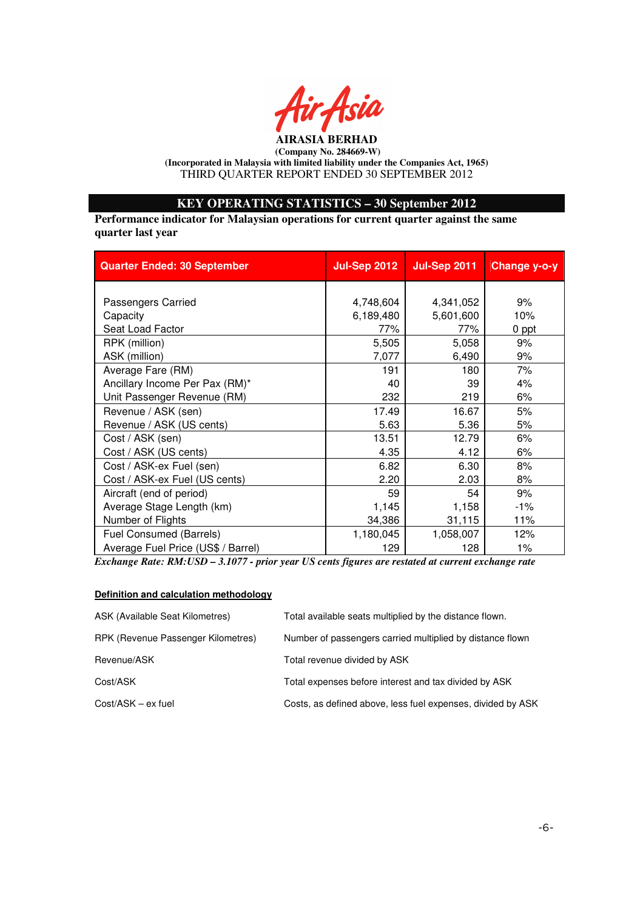**AIRASIA BERHAD**
**(Company No. 284669-W)**
**(Incorporated in Malaysia with limited liability under the Companies Act, 1965)**
THIRD QUARTER REPORT ENDED 30 SEPTEMBER 2012

## KEY OPERATING STATISTICS – 30 September 2012

**Performance indicator for Malaysian operations for current quarter against the same quarter last year**

| Quarter Ended: 30 September | Jul-Sep 2012 | Jul-Sep 2011 | Change y-o-y |
|---|---|---|---|
| Passengers Carried | 4,748,604 | 4,341,052 | 9% |
| Capacity | 6,189,480 | 5,601,600 | 10% |
| Seat Load Factor | 77% | 77% | 0 ppt |
| RPK (million) | 5,505 | 5,058 | 9% |
| ASK (million) | 7,077 | 6,490 | 9% |
| Average Fare (RM) | 191 | 180 | 7% |
| Ancillary Income Per Pax (RM)* | 40 | 39 | 4% |
| Unit Passenger Revenue (RM) | 232 | 219 | 6% |
| Revenue / ASK (sen) | 17.49 | 16.67 | 5% |
| Revenue / ASK (US cents) | 5.63 | 5.36 | 5% |
| Cost / ASK (sen) | 13.51 | 12.79 | 6% |
| Cost / ASK (US cents) | 4.35 | 4.12 | 6% |
| Cost / ASK-ex Fuel (sen) | 6.82 | 6.30 | 8% |
| Cost / ASK-ex Fuel (US cents) | 2.20 | 2.03 | 8% |
| Aircraft (end of period) | 59 | 54 | 9% |
| Average Stage Length (km) | 1,145 | 1,158 | -1% |
| Number of Flights | 34,386 | 31,115 | 11% |
| Fuel Consumed (Barrels) | 1,180,045 | 1,058,007 | 12% |
| Average Fuel Price (US$ / Barrel) | 129 | 128 | 1% |

***Exchange Rate: RM:USD – 3.1077 - prior year US cents figures are restated at current exchange rate***

**Definition and calculation methodology**

| | |
|---|---|
| ASK (Available Seat Kilometres) | Total available seats multiplied by the distance flown. |
| RPK (Revenue Passenger Kilometres) | Number of passengers carried multiplied by distance flown |
| Revenue/ASK | Total revenue divided by ASK |
| Cost/ASK | Total expenses before interest and tax divided by ASK |
| Cost/ASK – ex fuel | Costs, as defined above, less fuel expenses, divided by ASK |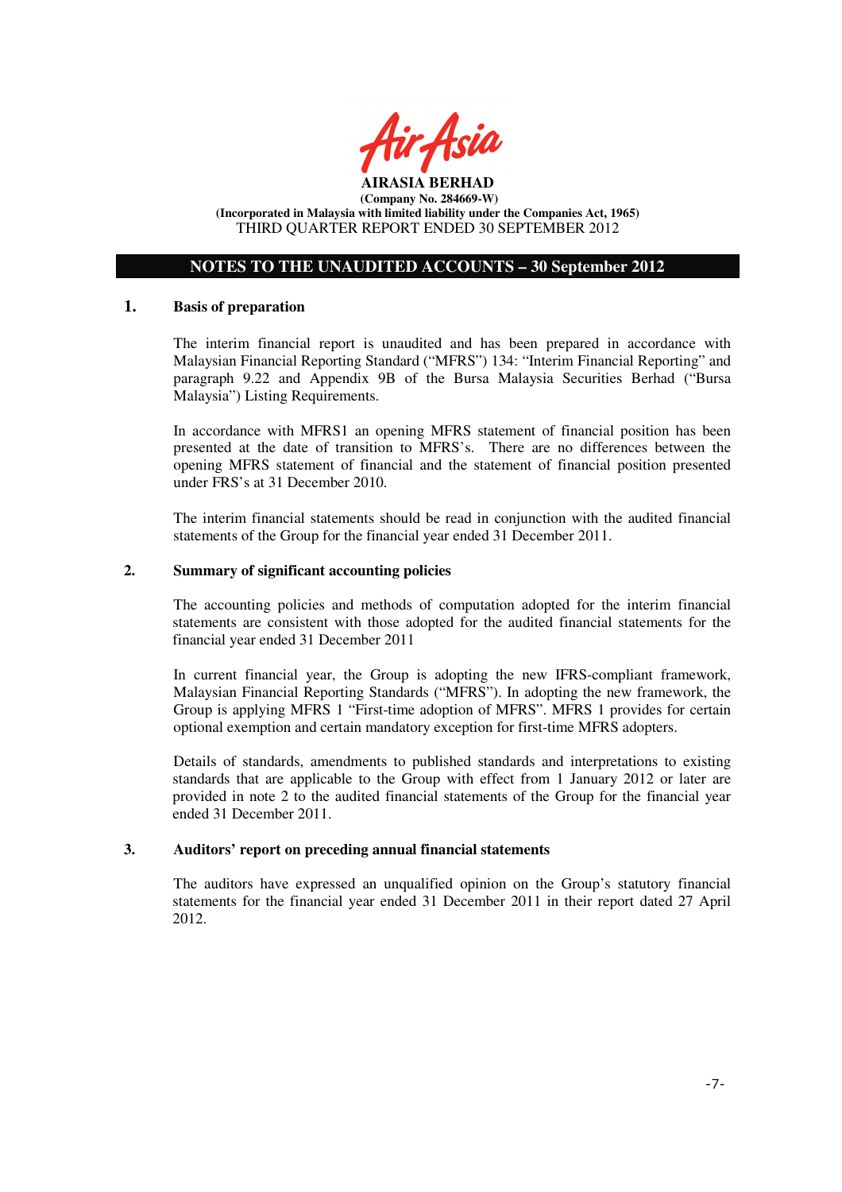**AIRASIA BERHAD**
**(Company No. 284669-W)**
**(Incorporated in Malaysia with limited liability under the Companies Act, 1965)**
THIRD QUARTER REPORT ENDED 30 SEPTEMBER 2012

## NOTES TO THE UNAUDITED ACCOUNTS – 30 September 2012

### 1. Basis of preparation

The interim financial report is unaudited and has been prepared in accordance with Malaysian Financial Reporting Standard ("MFRS") 134: "Interim Financial Reporting" and paragraph 9.22 and Appendix 9B of the Bursa Malaysia Securities Berhad ("Bursa Malaysia") Listing Requirements.

In accordance with MFRS1 an opening MFRS statement of financial position has been presented at the date of transition to MFRS's. There are no differences between the opening MFRS statement of financial and the statement of financial position presented under FRS's at 31 December 2010.

The interim financial statements should be read in conjunction with the audited financial statements of the Group for the financial year ended 31 December 2011.

### 2. Summary of significant accounting policies

The accounting policies and methods of computation adopted for the interim financial statements are consistent with those adopted for the audited financial statements for the financial year ended 31 December 2011

In current financial year, the Group is adopting the new IFRS-compliant framework, Malaysian Financial Reporting Standards ("MFRS"). In adopting the new framework, the Group is applying MFRS 1 "First-time adoption of MFRS". MFRS 1 provides for certain optional exemption and certain mandatory exception for first-time MFRS adopters.

Details of standards, amendments to published standards and interpretations to existing standards that are applicable to the Group with effect from 1 January 2012 or later are provided in note 2 to the audited financial statements of the Group for the financial year ended 31 December 2011.

### 3. Auditors' report on preceding annual financial statements

The auditors have expressed an unqualified opinion on the Group's statutory financial statements for the financial year ended 31 December 2011 in their report dated 27 April 2012.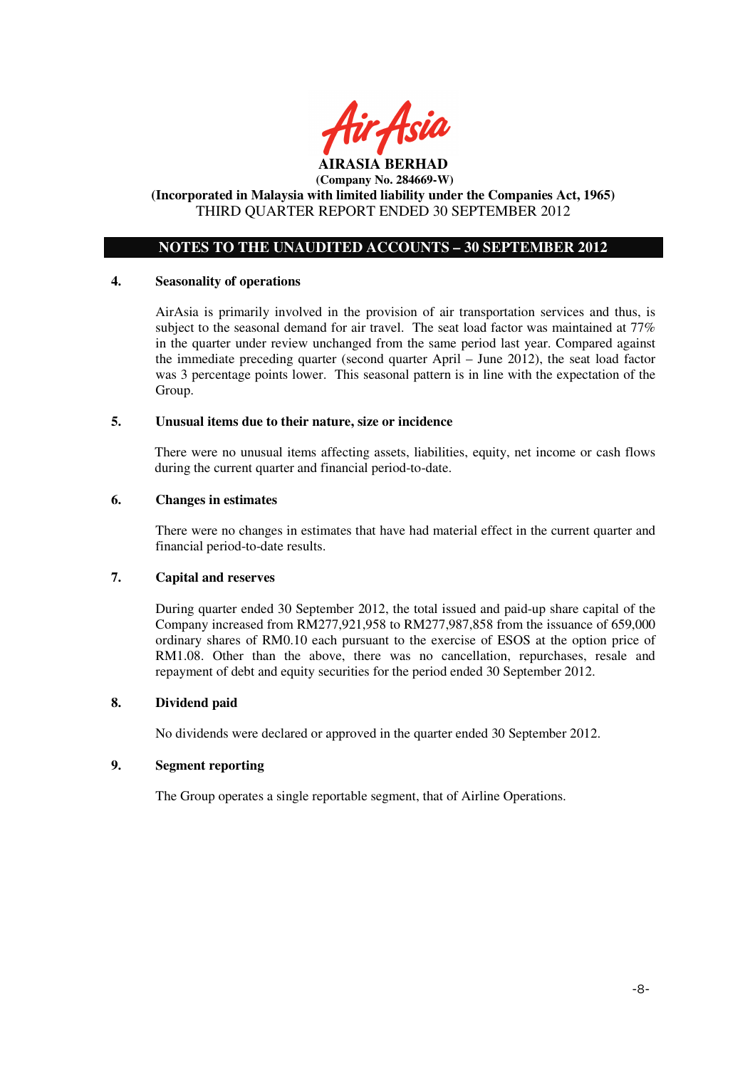AIRASIA BERHAD
(Company No. 284669-W)
(Incorporated in Malaysia with limited liability under the Companies Act, 1965)
THIRD QUARTER REPORT ENDED 30 SEPTEMBER 2012

## NOTES TO THE UNAUDITED ACCOUNTS – 30 SEPTEMBER 2012

### 4. Seasonality of operations

AirAsia is primarily involved in the provision of air transportation services and thus, is subject to the seasonal demand for air travel. The seat load factor was maintained at 77% in the quarter under review unchanged from the same period last year. Compared against the immediate preceding quarter (second quarter April – June 2012), the seat load factor was 3 percentage points lower. This seasonal pattern is in line with the expectation of the Group.

### 5. Unusual items due to their nature, size or incidence

There were no unusual items affecting assets, liabilities, equity, net income or cash flows during the current quarter and financial period-to-date.

### 6. Changes in estimates

There were no changes in estimates that have had material effect in the current quarter and financial period-to-date results.

### 7. Capital and reserves

During quarter ended 30 September 2012, the total issued and paid-up share capital of the Company increased from RM277,921,958 to RM277,987,858 from the issuance of 659,000 ordinary shares of RM0.10 each pursuant to the exercise of ESOS at the option price of RM1.08. Other than the above, there was no cancellation, repurchases, resale and repayment of debt and equity securities for the period ended 30 September 2012.

### 8. Dividend paid

No dividends were declared or approved in the quarter ended 30 September 2012.

### 9. Segment reporting

The Group operates a single reportable segment, that of Airline Operations.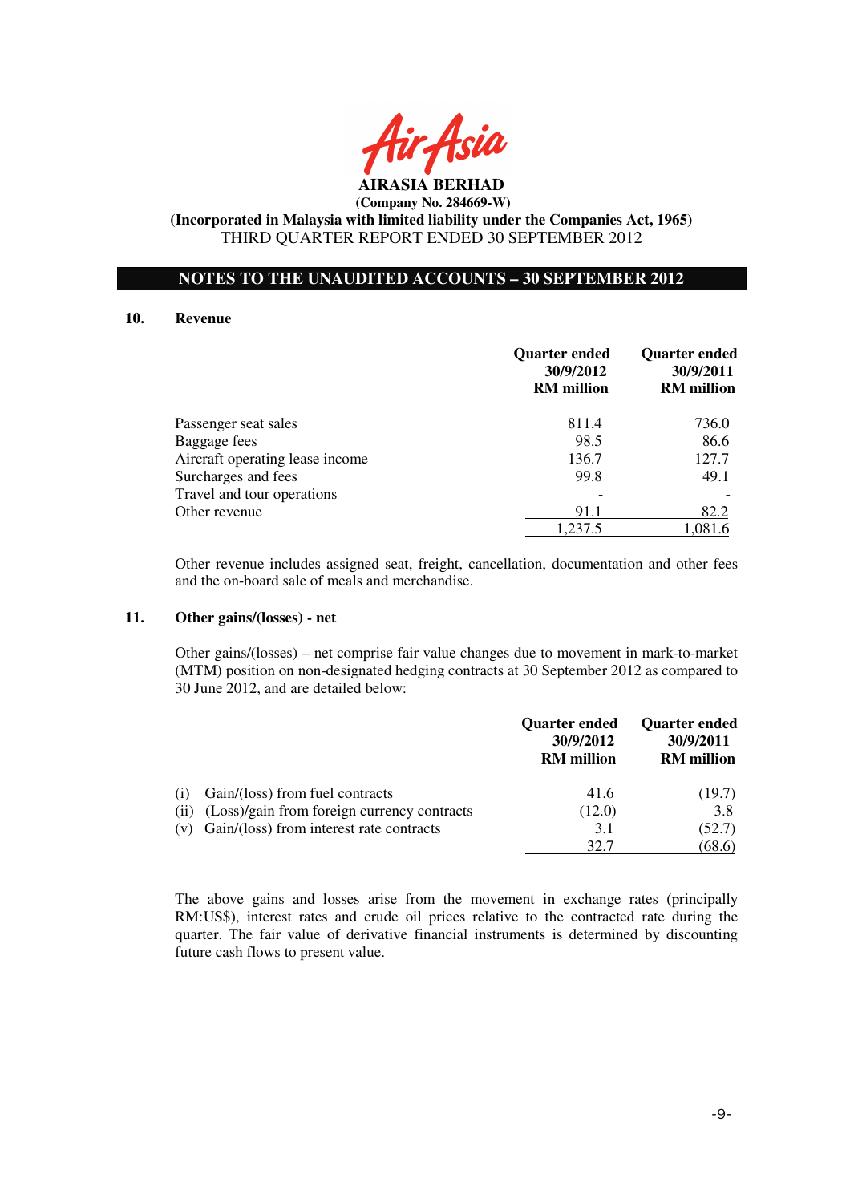AirAsia

**AIRASIA BERHAD**
**(Company No. 284669-W)**
**(Incorporated in Malaysia with limited liability under the Companies Act, 1965)**
THIRD QUARTER REPORT ENDED 30 SEPTEMBER 2012

## NOTES TO THE UNAUDITED ACCOUNTS – 30 SEPTEMBER 2012

### 10. Revenue

| | Quarter ended 30/9/2012 RM million | Quarter ended 30/9/2011 RM million |
|---|---|---|
| Passenger seat sales | 811.4 | 736.0 |
| Baggage fees | 98.5 | 86.6 |
| Aircraft operating lease income | 136.7 | 127.7 |
| Surcharges and fees | 99.8 | 49.1 |
| Travel and tour operations | - | - |
| Other revenue | 91.1 | 82.2 |
| | 1,237.5 | 1,081.6 |

Other revenue includes assigned seat, freight, cancellation, documentation and other fees and the on-board sale of meals and merchandise.

### 11. Other gains/(losses) - net

Other gains/(losses) – net comprise fair value changes due to movement in mark-to-market (MTM) position on non-designated hedging contracts at 30 September 2012 as compared to 30 June 2012, and are detailed below:

| | Quarter ended 30/9/2012 RM million | Quarter ended 30/9/2011 RM million |
|---|---|---|
| (i) Gain/(loss) from fuel contracts | 41.6 | (19.7) |
| (ii) (Loss)/gain from foreign currency contracts | (12.0) | 3.8 |
| (v) Gain/(loss) from interest rate contracts | 3.1 | (52.7) |
| | 32.7 | (68.6) |

The above gains and losses arise from the movement in exchange rates (principally RM:US$), interest rates and crude oil prices relative to the contracted rate during the quarter. The fair value of derivative financial instruments is determined by discounting future cash flows to present value.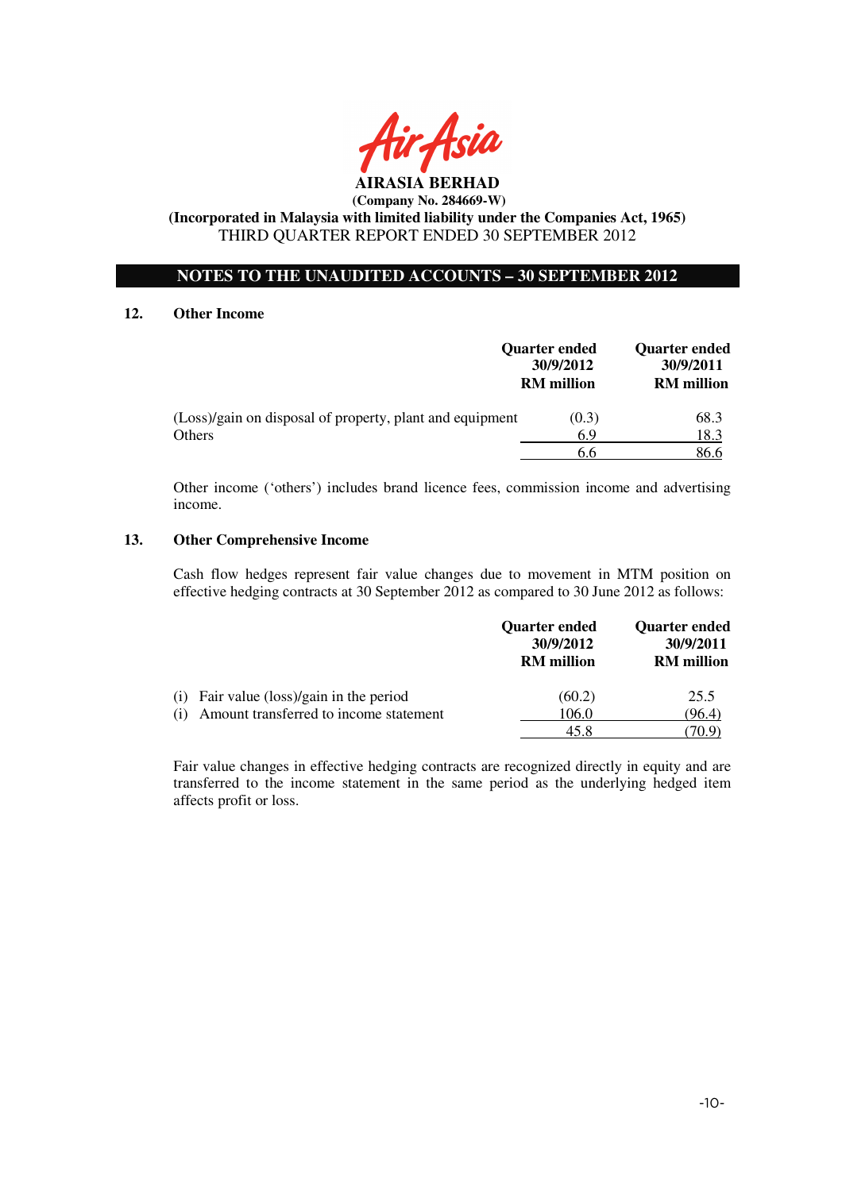**AIRASIA BERHAD**
**(Company No. 284669-W)**
**(Incorporated in Malaysia with limited liability under the Companies Act, 1965)**
THIRD QUARTER REPORT ENDED 30 SEPTEMBER 2012

## NOTES TO THE UNAUDITED ACCOUNTS – 30 SEPTEMBER 2012

### 12. Other Income

| | Quarter ended 30/9/2012 RM million | Quarter ended 30/9/2011 RM million |
|---|---|---|
| (Loss)/gain on disposal of property, plant and equipment | (0.3) | 68.3 |
| Others | 6.9 | 18.3 |
| | 6.6 | 86.6 |

Other income ('others') includes brand licence fees, commission income and advertising income.

### 13. Other Comprehensive Income

Cash flow hedges represent fair value changes due to movement in MTM position on effective hedging contracts at 30 September 2012 as compared to 30 June 2012 as follows:

| | Quarter ended 30/9/2012 RM million | Quarter ended 30/9/2011 RM million |
|---|---|---|
| (i) Fair value (loss)/gain in the period | (60.2) | 25.5 |
| (i) Amount transferred to income statement | 106.0 | (96.4) |
| | 45.8 | (70.9) |

Fair value changes in effective hedging contracts are recognized directly in equity and are transferred to the income statement in the same period as the underlying hedged item affects profit or loss.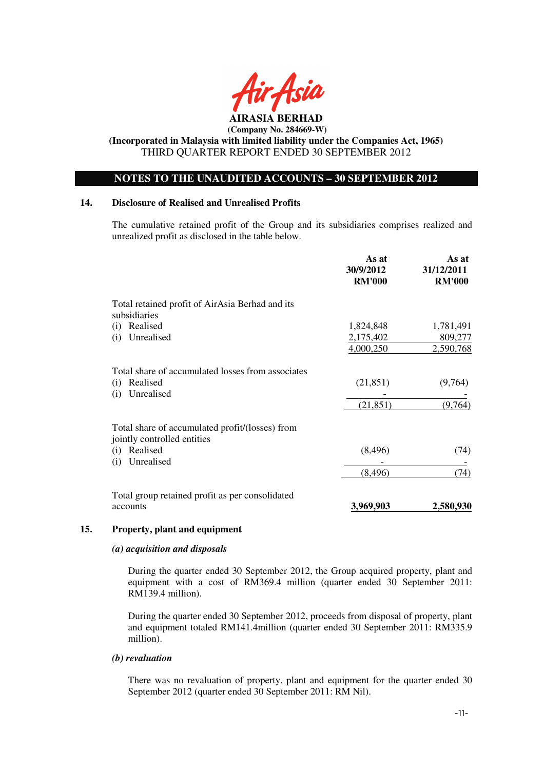**AIRASIA BERHAD**

**(Company No. 284669-W)**

**(Incorporated in Malaysia with limited liability under the Companies Act, 1965)**

THIRD QUARTER REPORT ENDED 30 SEPTEMBER 2012

## NOTES TO THE UNAUDITED ACCOUNTS – 30 SEPTEMBER 2012

### 14. Disclosure of Realised and Unrealised Profits

The cumulative retained profit of the Group and its subsidiaries comprises realized and unrealized profit as disclosed in the table below.

| | As at 30/9/2012 RM'000 | As at 31/12/2011 RM'000 |
|---|---|---|
| Total retained profit of AirAsia Berhad and its subsidiaries | | |
| (i) Realised | 1,824,848 | 1,781,491 |
| (i) Unrealised | 2,175,402 | 809,277 |
| | 4,000,250 | 2,590,768 |
| Total share of accumulated losses from associates | | |
| (i) Realised | (21,851) | (9,764) |
| (i) Unrealised | - | - |
| | (21,851) | (9,764) |
| Total share of accumulated profit/(losses) from jointly controlled entities | | |
| (i) Realised | (8,496) | (74) |
| (i) Unrealised | - | - |
| | (8,496) | (74) |
| Total group retained profit as per consolidated accounts | **3,969,903** | **2,580,930** |

### 15. Property, plant and equipment

***(a) acquisition and disposals***

During the quarter ended 30 September 2012, the Group acquired property, plant and equipment with a cost of RM369.4 million (quarter ended 30 September 2011: RM139.4 million).

During the quarter ended 30 September 2012, proceeds from disposal of property, plant and equipment totaled RM141.4million (quarter ended 30 September 2011: RM335.9 million).

***(b) revaluation***

There was no revaluation of property, plant and equipment for the quarter ended 30 September 2012 (quarter ended 30 September 2011: RM Nil).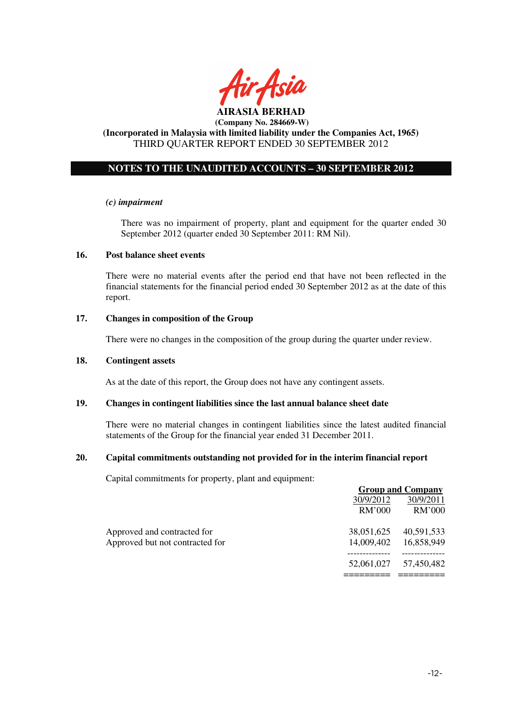**AIRASIA BERHAD**
**(Company No. 284669-W)**
**(Incorporated in Malaysia with limited liability under the Companies Act, 1965)**
THIRD QUARTER REPORT ENDED 30 SEPTEMBER 2012

## NOTES TO THE UNAUDITED ACCOUNTS – 30 SEPTEMBER 2012

***(c) impairment***

There was no impairment of property, plant and equipment for the quarter ended 30 September 2012 (quarter ended 30 September 2011: RM Nil).

### 16. Post balance sheet events

There were no material events after the period end that have not been reflected in the financial statements for the financial period ended 30 September 2012 as at the date of this report.

### 17. Changes in composition of the Group

There were no changes in the composition of the group during the quarter under review.

### 18. Contingent assets

As at the date of this report, the Group does not have any contingent assets.

### 19. Changes in contingent liabilities since the last annual balance sheet date

There were no material changes in contingent liabilities since the latest audited financial statements of the Group for the financial year ended 31 December 2011.

### 20. Capital commitments outstanding not provided for in the interim financial report

Capital commitments for property, plant and equipment:

| | Group and Company | |
|---|---|---|
| | 30/9/2012 | 30/9/2011 |
| | RM'000 | RM'000 |
| Approved and contracted for | 38,051,625 | 40,591,533 |
| Approved but not contracted for | 14,009,402 | 16,858,949 |
| | 52,061,027 | 57,450,482 |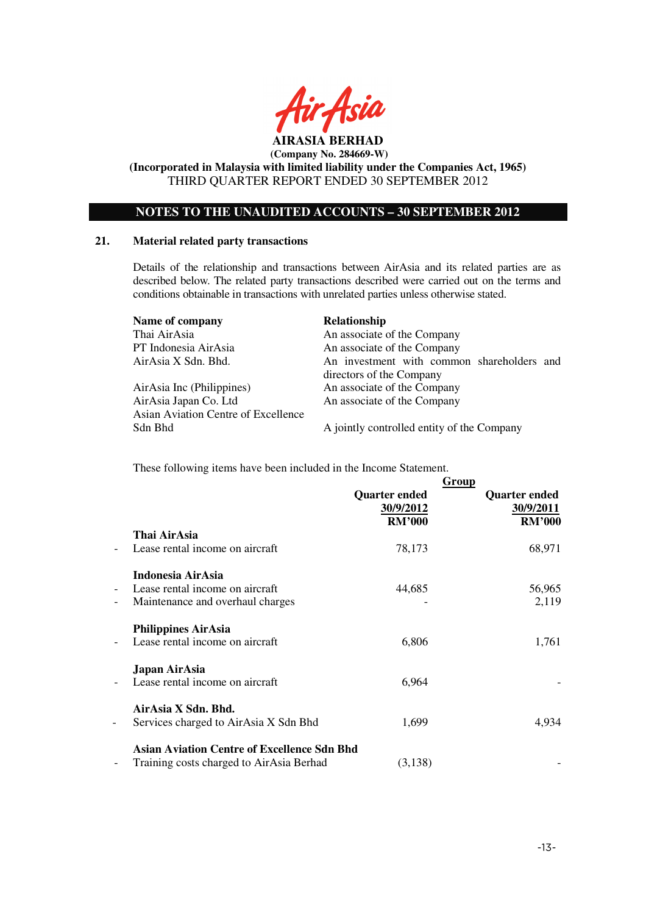**AIRASIA BERHAD**

**(Company No. 284669-W)**

**(Incorporated in Malaysia with limited liability under the Companies Act, 1965)**

THIRD QUARTER REPORT ENDED 30 SEPTEMBER 2012

## NOTES TO THE UNAUDITED ACCOUNTS – 30 SEPTEMBER 2012

### 21. Material related party transactions

Details of the relationship and transactions between AirAsia and its related parties are as described below. The related party transactions described were carried out on the terms and conditions obtainable in transactions with unrelated parties unless otherwise stated.

| Name of company | Relationship |
|---|---|
| Thai AirAsia | An associate of the Company |
| PT Indonesia AirAsia | An associate of the Company |
| AirAsia X Sdn. Bhd. | An investment with common shareholders and directors of the Company |
| AirAsia Inc (Philippines) | An associate of the Company |
| AirAsia Japan Co. Ltd | An associate of the Company |
| Asian Aviation Centre of Excellence Sdn Bhd | A jointly controlled entity of the Company |

These following items have been included in the Income Statement.

| | Group | |
|---|---|---|
| | Quarter ended 30/9/2012 RM'000 | Quarter ended 30/9/2011 RM'000 |
| **Thai AirAsia** | | |
| - Lease rental income on aircraft | 78,173 | 68,971 |
| **Indonesia AirAsia** | | |
| - Lease rental income on aircraft | 44,685 | 56,965 |
| - Maintenance and overhaul charges | - | 2,119 |
| **Philippines AirAsia** | | |
| - Lease rental income on aircraft | 6,806 | 1,761 |
| **Japan AirAsia** | | |
| - Lease rental income on aircraft | 6,964 | - |
| **AirAsia X Sdn. Bhd.** | | |
| - Services charged to AirAsia X Sdn Bhd | 1,699 | 4,934 |
| **Asian Aviation Centre of Excellence Sdn Bhd** | | |
| - Training costs charged to AirAsia Berhad | (3,138) | - |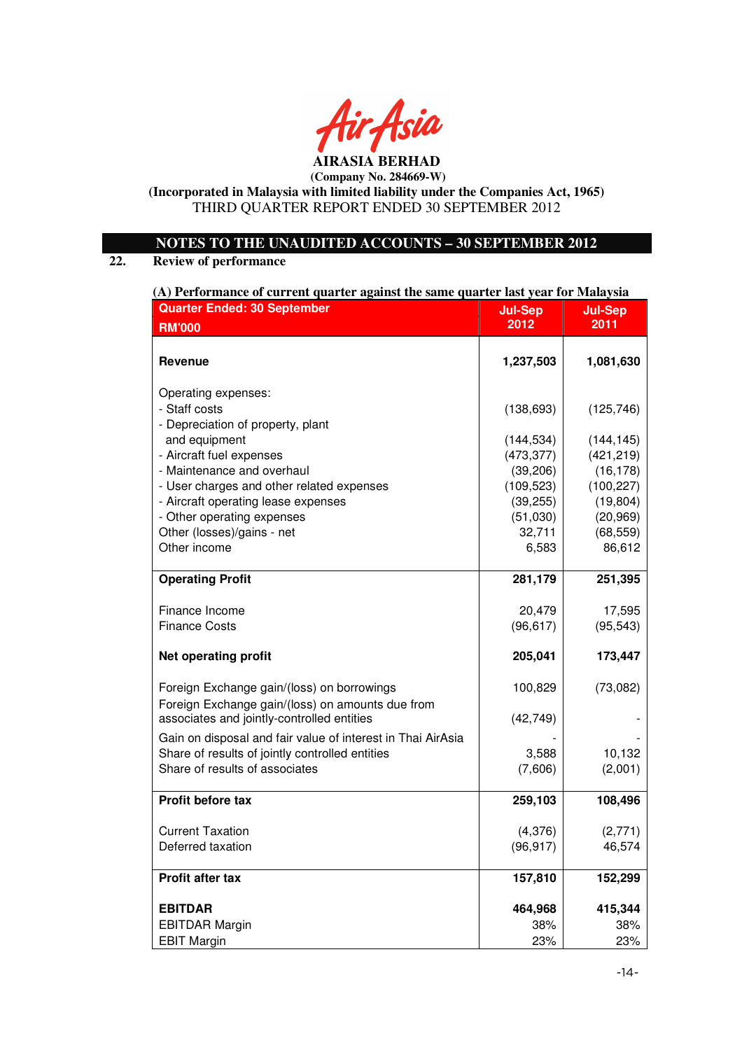**AIRASIA BERHAD**

**(Company No. 284669-W)**

**(Incorporated in Malaysia with limited liability under the Companies Act, 1965)**

THIRD QUARTER REPORT ENDED 30 SEPTEMBER 2012

## NOTES TO THE UNAUDITED ACCOUNTS – 30 SEPTEMBER 2012

### 22. Review of performance

**(A) Performance of current quarter against the same quarter last year for Malaysia**

| Quarter Ended: 30 September<br>RM'000 | Jul-Sep 2012 | Jul-Sep 2011 |
|---|---|---|
| **Revenue** | **1,237,503** | **1,081,630** |
| Operating expenses: | | |
| - Staff costs | (138,693) | (125,746) |
| - Depreciation of property, plant and equipment | (144,534) | (144,145) |
| - Aircraft fuel expenses | (473,377) | (421,219) |
| - Maintenance and overhaul | (39,206) | (16,178) |
| - User charges and other related expenses | (109,523) | (100,227) |
| - Aircraft operating lease expenses | (39,255) | (19,804) |
| - Other operating expenses | (51,030) | (20,969) |
| Other (losses)/gains - net | 32,711 | (68,559) |
| Other income | 6,583 | 86,612 |
| **Operating Profit** | **281,179** | **251,395** |
| Finance Income | 20,479 | 17,595 |
| Finance Costs | (96,617) | (95,543) |
| **Net operating profit** | **205,041** | **173,447** |
| Foreign Exchange gain/(loss) on borrowings | 100,829 | (73,082) |
| Foreign Exchange gain/(loss) on amounts due from associates and jointly-controlled entities | (42,749) | - |
| Gain on disposal and fair value of interest in Thai AirAsia | - | - |
| Share of results of jointly controlled entities | 3,588 | 10,132 |
| Share of results of associates | (7,606) | (2,001) |
| **Profit before tax** | **259,103** | **108,496** |
| Current Taxation | (4,376) | (2,771) |
| Deferred taxation | (96,917) | 46,574 |
| **Profit after tax** | **157,810** | **152,299** |
| **EBITDAR** | **464,968** | **415,344** |
| EBITDAR Margin | 38% | 38% |
| EBIT Margin | 23% | 23% |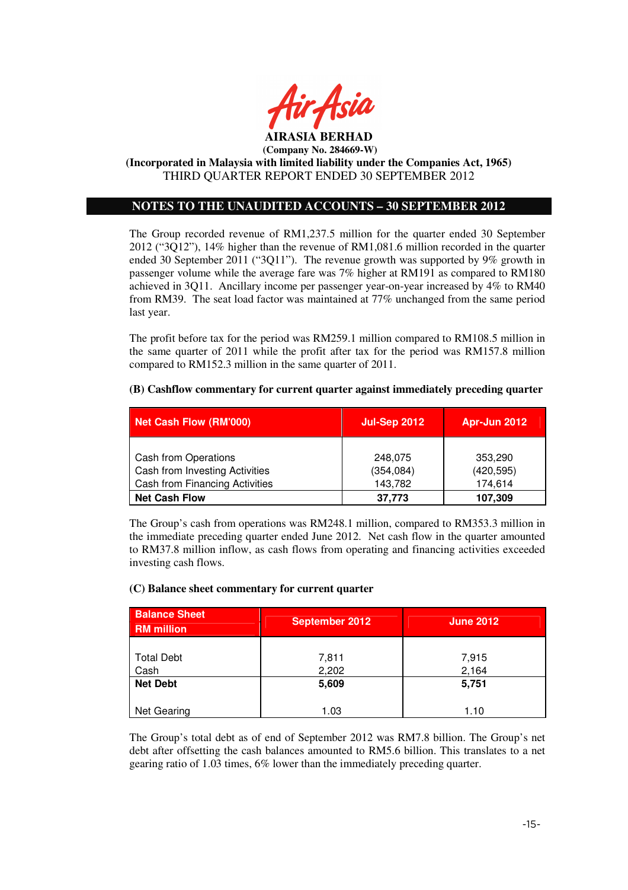**AIRASIA BERHAD**
**(Company No. 284669-W)**
**(Incorporated in Malaysia with limited liability under the Companies Act, 1965)**
THIRD QUARTER REPORT ENDED 30 SEPTEMBER 2012

## NOTES TO THE UNAUDITED ACCOUNTS – 30 SEPTEMBER 2012

The Group recorded revenue of RM1,237.5 million for the quarter ended 30 September 2012 ("3Q12"), 14% higher than the revenue of RM1,081.6 million recorded in the quarter ended 30 September 2011 ("3Q11"). The revenue growth was supported by 9% growth in passenger volume while the average fare was 7% higher at RM191 as compared to RM180 achieved in 3Q11. Ancillary income per passenger year-on-year increased by 4% to RM40 from RM39. The seat load factor was maintained at 77% unchanged from the same period last year.

The profit before tax for the period was RM259.1 million compared to RM108.5 million in the same quarter of 2011 while the profit after tax for the period was RM157.8 million compared to RM152.3 million in the same quarter of 2011.

**(B) Cashflow commentary for current quarter against immediately preceding quarter**

| Net Cash Flow (RM'000) | Jul-Sep 2012 | Apr-Jun 2012 |
|---|---|---|
| Cash from Operations | 248,075 | 353,290 |
| Cash from Investing Activities | (354,084) | (420,595) |
| Cash from Financing Activities | 143,782 | 174,614 |
| **Net Cash Flow** | **37,773** | **107,309** |

The Group's cash from operations was RM248.1 million, compared to RM353.3 million in the immediate preceding quarter ended June 2012. Net cash flow in the quarter amounted to RM37.8 million inflow, as cash flows from operating and financing activities exceeded investing cash flows.

**(C) Balance sheet commentary for current quarter**

| Balance Sheet RM million | September 2012 | June 2012 |
|---|---|---|
| Total Debt | 7,811 | 7,915 |
| Cash | 2,202 | 2,164 |
| **Net Debt** | **5,609** | **5,751** |
| Net Gearing | 1.03 | 1.10 |

The Group's total debt as of end of September 2012 was RM7.8 billion. The Group's net debt after offsetting the cash balances amounted to RM5.6 billion. This translates to a net gearing ratio of 1.03 times, 6% lower than the immediately preceding quarter.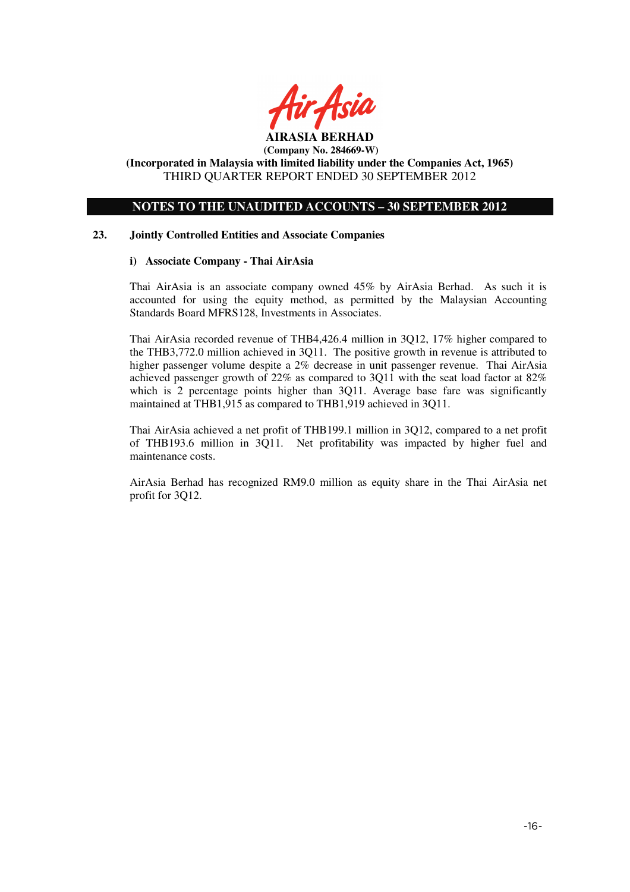**AIRASIA BERHAD**
**(Company No. 284669-W)**
**(Incorporated in Malaysia with limited liability under the Companies Act, 1965)**
THIRD QUARTER REPORT ENDED 30 SEPTEMBER 2012

## NOTES TO THE UNAUDITED ACCOUNTS – 30 SEPTEMBER 2012

### 23. Jointly Controlled Entities and Associate Companies

#### i) Associate Company - Thai AirAsia

Thai AirAsia is an associate company owned 45% by AirAsia Berhad. As such it is accounted for using the equity method, as permitted by the Malaysian Accounting Standards Board MFRS128, Investments in Associates.

Thai AirAsia recorded revenue of THB4,426.4 million in 3Q12, 17% higher compared to the THB3,772.0 million achieved in 3Q11. The positive growth in revenue is attributed to higher passenger volume despite a 2% decrease in unit passenger revenue. Thai AirAsia achieved passenger growth of 22% as compared to 3Q11 with the seat load factor at 82% which is 2 percentage points higher than 3Q11. Average base fare was significantly maintained at THB1,915 as compared to THB1,919 achieved in 3Q11.

Thai AirAsia achieved a net profit of THB199.1 million in 3Q12, compared to a net profit of THB193.6 million in 3Q11. Net profitability was impacted by higher fuel and maintenance costs.

AirAsia Berhad has recognized RM9.0 million as equity share in the Thai AirAsia net profit for 3Q12.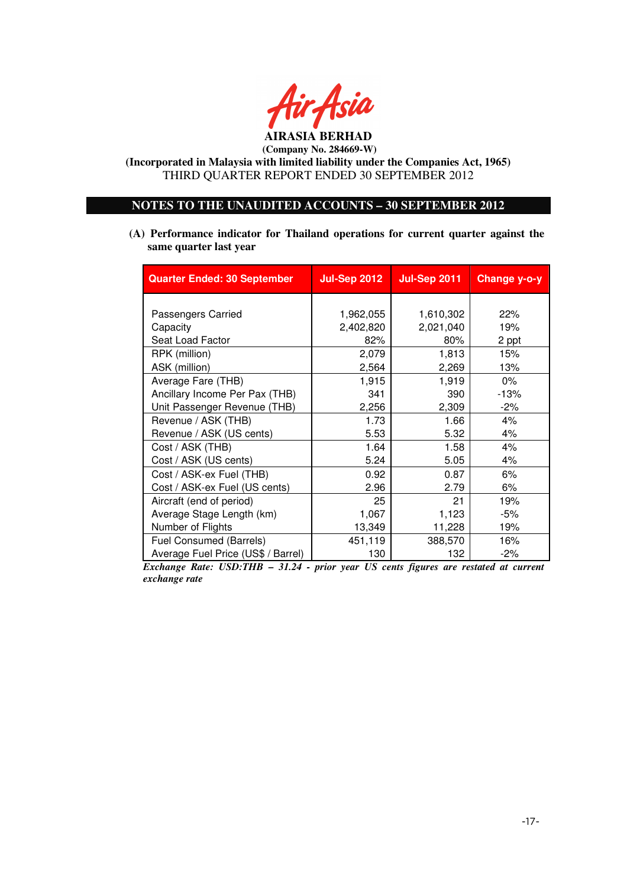**AIRASIA BERHAD**

**(Company No. 284669-W)**

**(Incorporated in Malaysia with limited liability under the Companies Act, 1965)**

THIRD QUARTER REPORT ENDED 30 SEPTEMBER 2012

## NOTES TO THE UNAUDITED ACCOUNTS – 30 SEPTEMBER 2012

**(A) Performance indicator for Thailand operations for current quarter against the same quarter last year**

| Quarter Ended: 30 September | Jul-Sep 2012 | Jul-Sep 2011 | Change y-o-y |
|---|---|---|---|
| Passengers Carried | 1,962,055 | 1,610,302 | 22% |
| Capacity | 2,402,820 | 2,021,040 | 19% |
| Seat Load Factor | 82% | 80% | 2 ppt |
| RPK (million) | 2,079 | 1,813 | 15% |
| ASK (million) | 2,564 | 2,269 | 13% |
| Average Fare (THB) | 1,915 | 1,919 | 0% |
| Ancillary Income Per Pax (THB) | 341 | 390 | -13% |
| Unit Passenger Revenue (THB) | 2,256 | 2,309 | -2% |
| Revenue / ASK (THB) | 1.73 | 1.66 | 4% |
| Revenue / ASK (US cents) | 5.53 | 5.32 | 4% |
| Cost / ASK (THB) | 1.64 | 1.58 | 4% |
| Cost / ASK (US cents) | 5.24 | 5.05 | 4% |
| Cost / ASK-ex Fuel (THB) | 0.92 | 0.87 | 6% |
| Cost / ASK-ex Fuel (US cents) | 2.96 | 2.79 | 6% |
| Aircraft (end of period) | 25 | 21 | 19% |
| Average Stage Length (km) | 1,067 | 1,123 | -5% |
| Number of Flights | 13,349 | 11,228 | 19% |
| Fuel Consumed (Barrels) | 451,119 | 388,570 | 16% |
| Average Fuel Price (US$ / Barrel) | 130 | 132 | -2% |

***Exchange Rate: USD:THB – 31.24 - prior year US cents figures are restated at current exchange rate***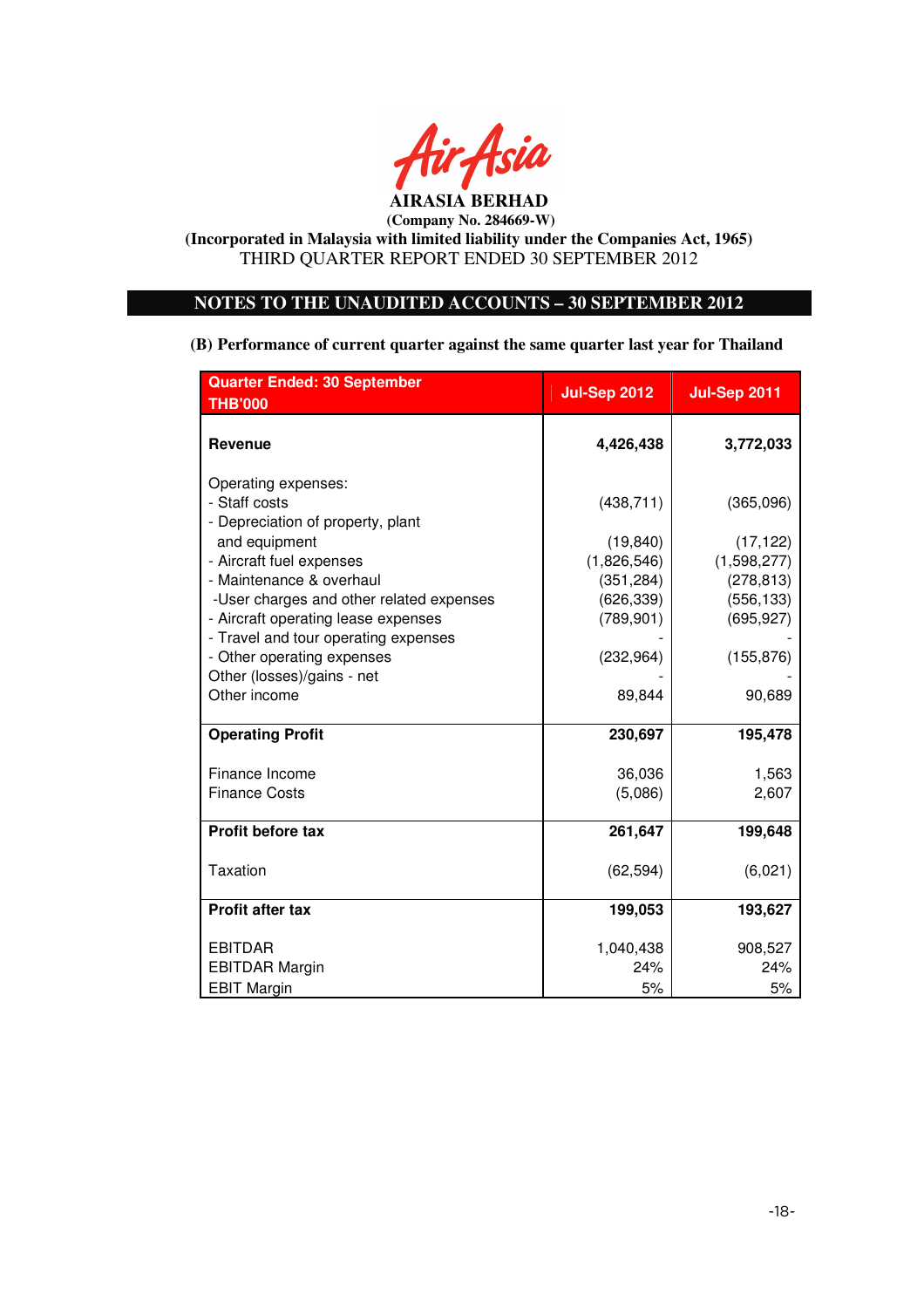AirAsia

**AIRASIA BERHAD**
**(Company No. 284669-W)**
**(Incorporated in Malaysia with limited liability under the Companies Act, 1965)**
THIRD QUARTER REPORT ENDED 30 SEPTEMBER 2012

## NOTES TO THE UNAUDITED ACCOUNTS – 30 SEPTEMBER 2012

**(B) Performance of current quarter against the same quarter last year for Thailand**

| Quarter Ended: 30 September THB'000 | Jul-Sep 2012 | Jul-Sep 2011 |
|---|---|---|
| **Revenue** | **4,426,438** | **3,772,033** |
| Operating expenses: | | |
| - Staff costs | (438,711) | (365,096) |
| - Depreciation of property, plant and equipment | (19,840) | (17,122) |
| - Aircraft fuel expenses | (1,826,546) | (1,598,277) |
| - Maintenance & overhaul | (351,284) | (278,813) |
| -User charges and other related expenses | (626,339) | (556,133) |
| - Aircraft operating lease expenses | (789,901) | (695,927) |
| - Travel and tour operating expenses | - | - |
| - Other operating expenses | (232,964) | (155,876) |
| Other (losses)/gains - net | - | - |
| Other income | 89,844 | 90,689 |
| **Operating Profit** | **230,697** | **195,478** |
| Finance Income | 36,036 | 1,563 |
| Finance Costs | (5,086) | 2,607 |
| **Profit before tax** | **261,647** | **199,648** |
| Taxation | (62,594) | (6,021) |
| **Profit after tax** | **199,053** | **193,627** |
| EBITDAR | 1,040,438 | 908,527 |
| EBITDAR Margin | 24% | 24% |
| EBIT Margin | 5% | 5% |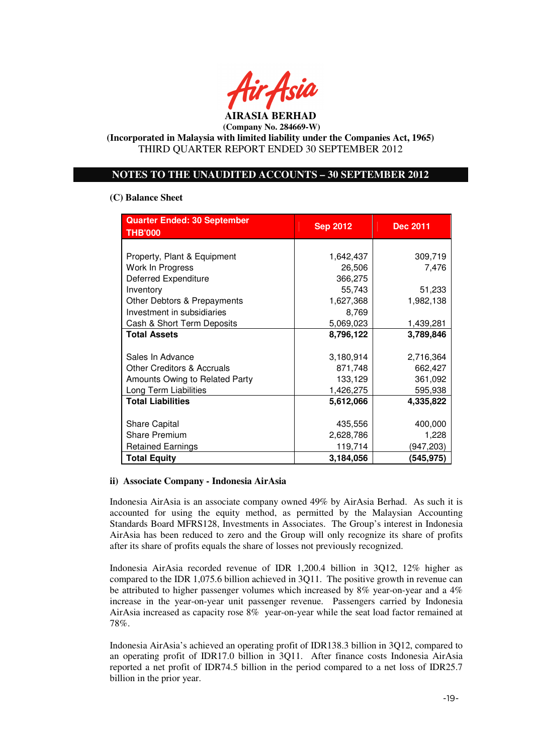**AIRASIA BERHAD**

**(Company No. 284669-W)**

**(Incorporated in Malaysia with limited liability under the Companies Act, 1965)**

THIRD QUARTER REPORT ENDED 30 SEPTEMBER 2012

## NOTES TO THE UNAUDITED ACCOUNTS – 30 SEPTEMBER 2012

### (C) Balance Sheet

| Quarter Ended: 30 September THB'000 | Sep 2012 | Dec 2011 |
|---|---|---|
| Property, Plant & Equipment | 1,642,437 | 309,719 |
| Work In Progress | 26,506 | 7,476 |
| Deferred Expenditure | 366,275 | |
| Inventory | 55,743 | 51,233 |
| Other Debtors & Prepayments | 1,627,368 | 1,982,138 |
| Investment in subsidiaries | 8,769 | |
| Cash & Short Term Deposits | 5,069,023 | 1,439,281 |
| **Total Assets** | **8,796,122** | **3,789,846** |
| Sales In Advance | 3,180,914 | 2,716,364 |
| Other Creditors & Accruals | 871,748 | 662,427 |
| Amounts Owing to Related Party | 133,129 | 361,092 |
| Long Term Liabilities | 1,426,275 | 595,938 |
| **Total Liabilities** | **5,612,066** | **4,335,822** |
| Share Capital | 435,556 | 400,000 |
| Share Premium | 2,628,786 | 1,228 |
| Retained Earnings | 119,714 | (947,203) |
| **Total Equity** | **3,184,056** | **(545,975)** |

### ii) Associate Company - Indonesia AirAsia

Indonesia AirAsia is an associate company owned 49% by AirAsia Berhad. As such it is accounted for using the equity method, as permitted by the Malaysian Accounting Standards Board MFRS128, Investments in Associates. The Group's interest in Indonesia AirAsia has been reduced to zero and the Group will only recognize its share of profits after its share of profits equals the share of losses not previously recognized.

Indonesia AirAsia recorded revenue of IDR 1,200.4 billion in 3Q12, 12% higher as compared to the IDR 1,075.6 billion achieved in 3Q11. The positive growth in revenue can be attributed to higher passenger volumes which increased by 8% year-on-year and a 4% increase in the year-on-year unit passenger revenue. Passengers carried by Indonesia AirAsia increased as capacity rose 8% year-on-year while the seat load factor remained at 78%.

Indonesia AirAsia's achieved an operating profit of IDR138.3 billion in 3Q12, compared to an operating profit of IDR17.0 billion in 3Q11. After finance costs Indonesia AirAsia reported a net profit of IDR74.5 billion in the period compared to a net loss of IDR25.7 billion in the prior year.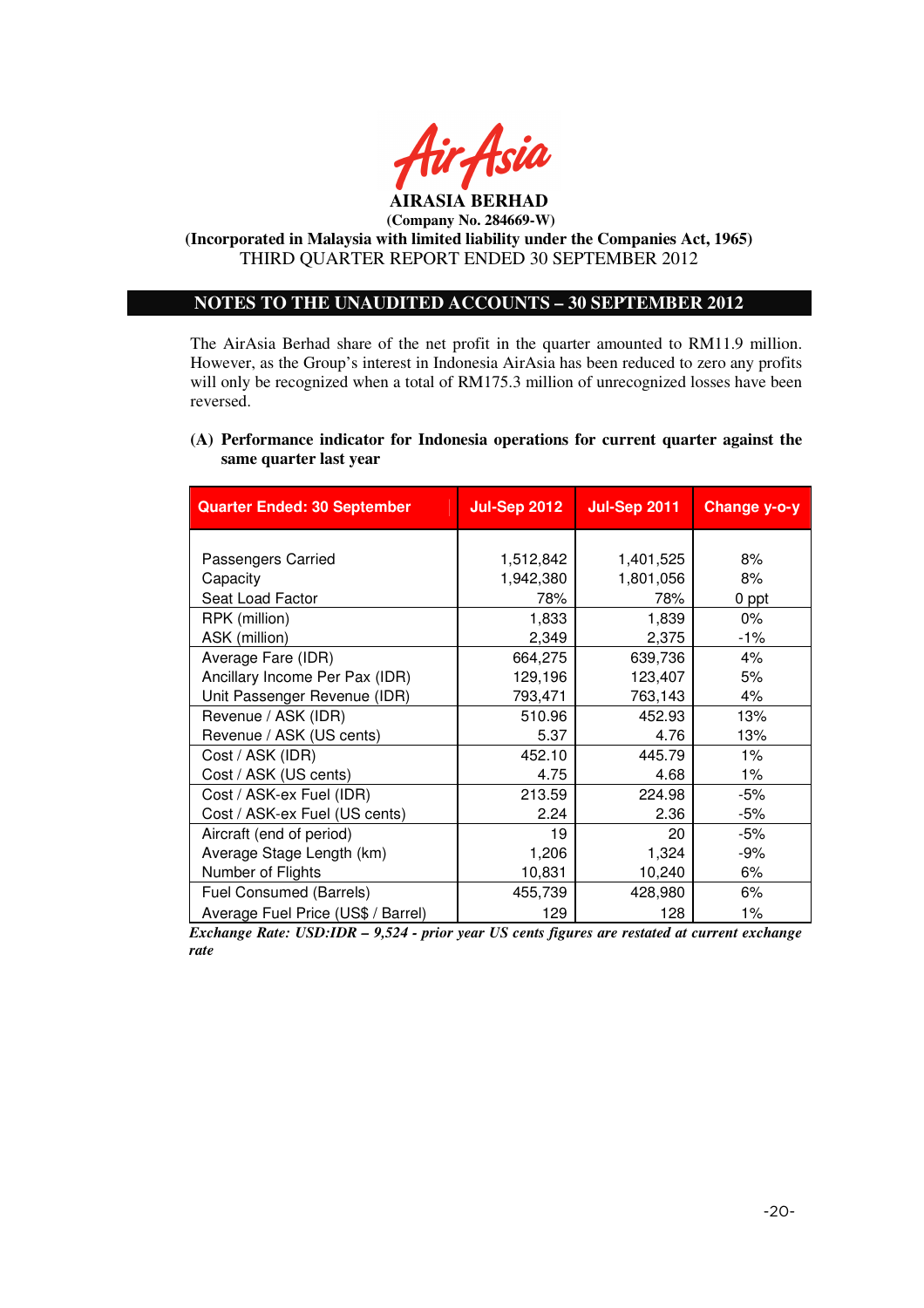**AIRASIA BERHAD**
**(Company No. 284669-W)**
**(Incorporated in Malaysia with limited liability under the Companies Act, 1965)**
THIRD QUARTER REPORT ENDED 30 SEPTEMBER 2012

## NOTES TO THE UNAUDITED ACCOUNTS – 30 SEPTEMBER 2012

The AirAsia Berhad share of the net profit in the quarter amounted to RM11.9 million. However, as the Group's interest in Indonesia AirAsia has been reduced to zero any profits will only be recognized when a total of RM175.3 million of unrecognized losses have been reversed.

**(A) Performance indicator for Indonesia operations for current quarter against the same quarter last year**

| Quarter Ended: 30 September | Jul-Sep 2012 | Jul-Sep 2011 | Change y-o-y |
|---|---|---|---|
| Passengers Carried | 1,512,842 | 1,401,525 | 8% |
| Capacity | 1,942,380 | 1,801,056 | 8% |
| Seat Load Factor | 78% | 78% | 0 ppt |
| RPK (million) | 1,833 | 1,839 | 0% |
| ASK (million) | 2,349 | 2,375 | -1% |
| Average Fare (IDR) | 664,275 | 639,736 | 4% |
| Ancillary Income Per Pax (IDR) | 129,196 | 123,407 | 5% |
| Unit Passenger Revenue (IDR) | 793,471 | 763,143 | 4% |
| Revenue / ASK (IDR) | 510.96 | 452.93 | 13% |
| Revenue / ASK (US cents) | 5.37 | 4.76 | 13% |
| Cost / ASK (IDR) | 452.10 | 445.79 | 1% |
| Cost / ASK (US cents) | 4.75 | 4.68 | 1% |
| Cost / ASK-ex Fuel (IDR) | 213.59 | 224.98 | -5% |
| Cost / ASK-ex Fuel (US cents) | 2.24 | 2.36 | -5% |
| Aircraft (end of period) | 19 | 20 | -5% |
| Average Stage Length (km) | 1,206 | 1,324 | -9% |
| Number of Flights | 10,831 | 10,240 | 6% |
| Fuel Consumed (Barrels) | 455,739 | 428,980 | 6% |
| Average Fuel Price (US$ / Barrel) | 129 | 128 | 1% |

***Exchange Rate: USD:IDR – 9,524 - prior year US cents figures are restated at current exchange rate***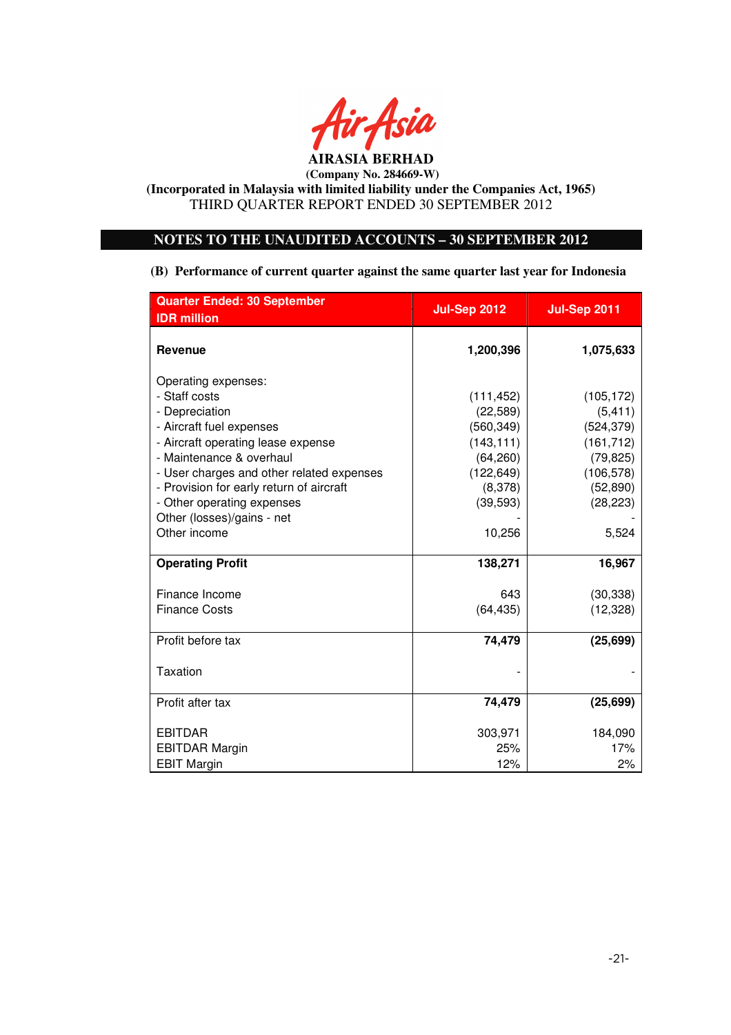AirAsia

**AIRASIA BERHAD**
**(Company No. 284669-W)**
**(Incorporated in Malaysia with limited liability under the Companies Act, 1965)**
THIRD QUARTER REPORT ENDED 30 SEPTEMBER 2012

## NOTES TO THE UNAUDITED ACCOUNTS – 30 SEPTEMBER 2012

**(B) Performance of current quarter against the same quarter last year for Indonesia**

| Quarter Ended: 30 September<br>IDR million | Jul-Sep 2012 | Jul-Sep 2011 |
|---|---|---|
| **Revenue** | **1,200,396** | **1,075,633** |
| Operating expenses: | | |
| - Staff costs | (111,452) | (105,172) |
| - Depreciation | (22,589) | (5,411) |
| - Aircraft fuel expenses | (560,349) | (524,379) |
| - Aircraft operating lease expense | (143,111) | (161,712) |
| - Maintenance & overhaul | (64,260) | (79,825) |
| - User charges and other related expenses | (122,649) | (106,578) |
| - Provision for early return of aircraft | (8,378) | (52,890) |
| - Other operating expenses | (39,593) | (28,223) |
| Other (losses)/gains - net | - | - |
| Other income | 10,256 | 5,524 |
| **Operating Profit** | **138,271** | **16,967** |
| Finance Income | 643 | (30,338) |
| Finance Costs | (64,435) | (12,328) |
| Profit before tax | **74,479** | **(25,699)** |
| Taxation | - | - |
| Profit after tax | **74,479** | **(25,699)** |
| EBITDAR | 303,971 | 184,090 |
| EBITDAR Margin | 25% | 17% |
| EBIT Margin | 12% | 2% |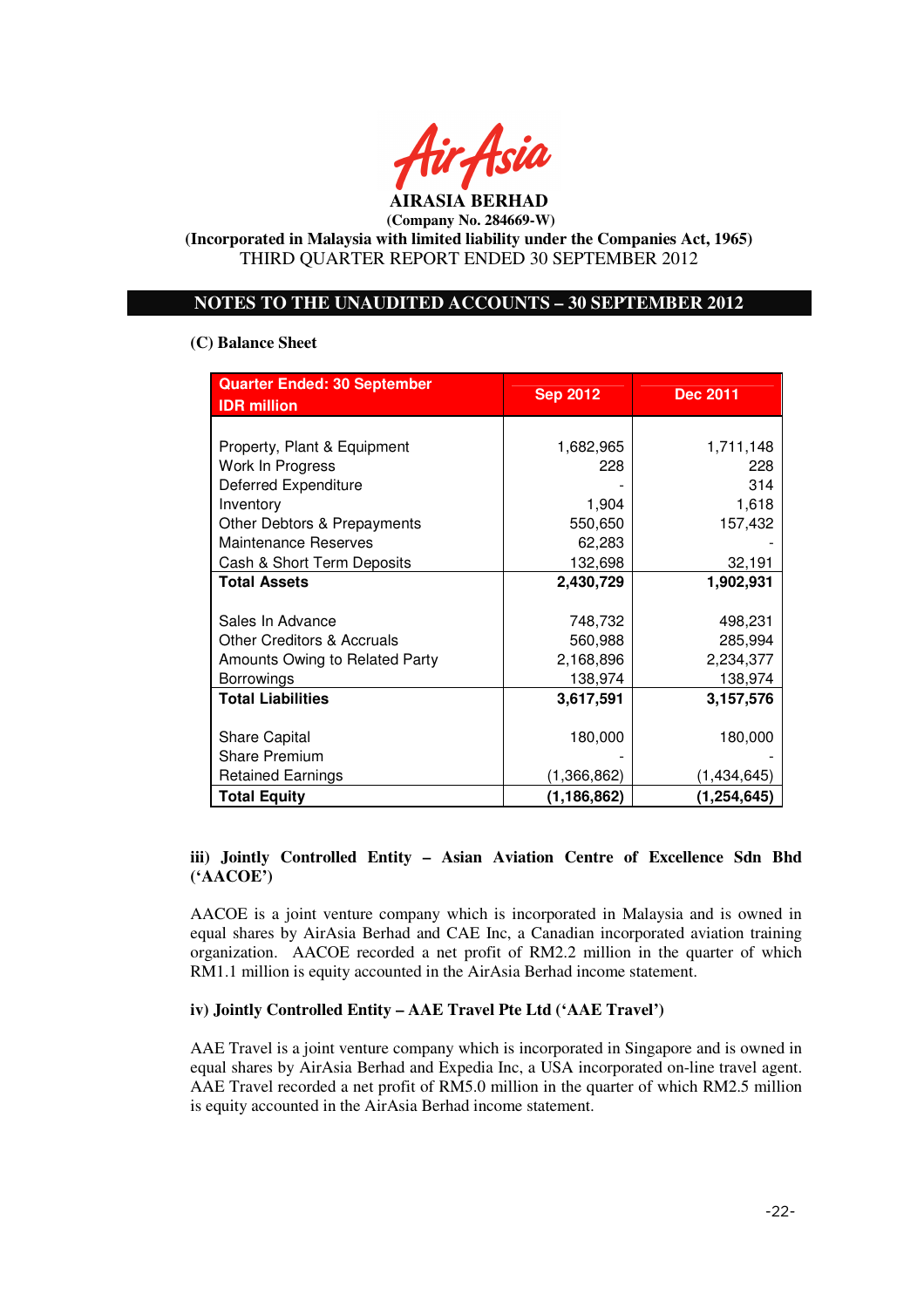**AIRASIA BERHAD**
**(Company No. 284669-W)**
**(Incorporated in Malaysia with limited liability under the Companies Act, 1965)**
THIRD QUARTER REPORT ENDED 30 SEPTEMBER 2012

## NOTES TO THE UNAUDITED ACCOUNTS – 30 SEPTEMBER 2012

**(C) Balance Sheet**

| Quarter Ended: 30 September<br>IDR million | Sep 2012 | Dec 2011 |
|---|---|---|
| Property, Plant & Equipment | 1,682,965 | 1,711,148 |
| Work In Progress | 228 | 228 |
| Deferred Expenditure | - | 314 |
| Inventory | 1,904 | 1,618 |
| Other Debtors & Prepayments | 550,650 | 157,432 |
| Maintenance Reserves | 62,283 | - |
| Cash & Short Term Deposits | 132,698 | 32,191 |
| **Total Assets** | **2,430,729** | **1,902,931** |
| Sales In Advance | 748,732 | 498,231 |
| Other Creditors & Accruals | 560,988 | 285,994 |
| Amounts Owing to Related Party | 2,168,896 | 2,234,377 |
| Borrowings | 138,974 | 138,974 |
| **Total Liabilities** | **3,617,591** | **3,157,576** |
| Share Capital | 180,000 | 180,000 |
| Share Premium | - | - |
| Retained Earnings | (1,366,862) | (1,434,645) |
| **Total Equity** | **(1,186,862)** | **(1,254,645)** |

**iii) Jointly Controlled Entity – Asian Aviation Centre of Excellence Sdn Bhd ('AACOE')**

AACOE is a joint venture company which is incorporated in Malaysia and is owned in equal shares by AirAsia Berhad and CAE Inc, a Canadian incorporated aviation training organization. AACOE recorded a net profit of RM2.2 million in the quarter of which RM1.1 million is equity accounted in the AirAsia Berhad income statement.

**iv) Jointly Controlled Entity – AAE Travel Pte Ltd ('AAE Travel')**

AAE Travel is a joint venture company which is incorporated in Singapore and is owned in equal shares by AirAsia Berhad and Expedia Inc, a USA incorporated on-line travel agent. AAE Travel recorded a net profit of RM5.0 million in the quarter of which RM2.5 million is equity accounted in the AirAsia Berhad income statement.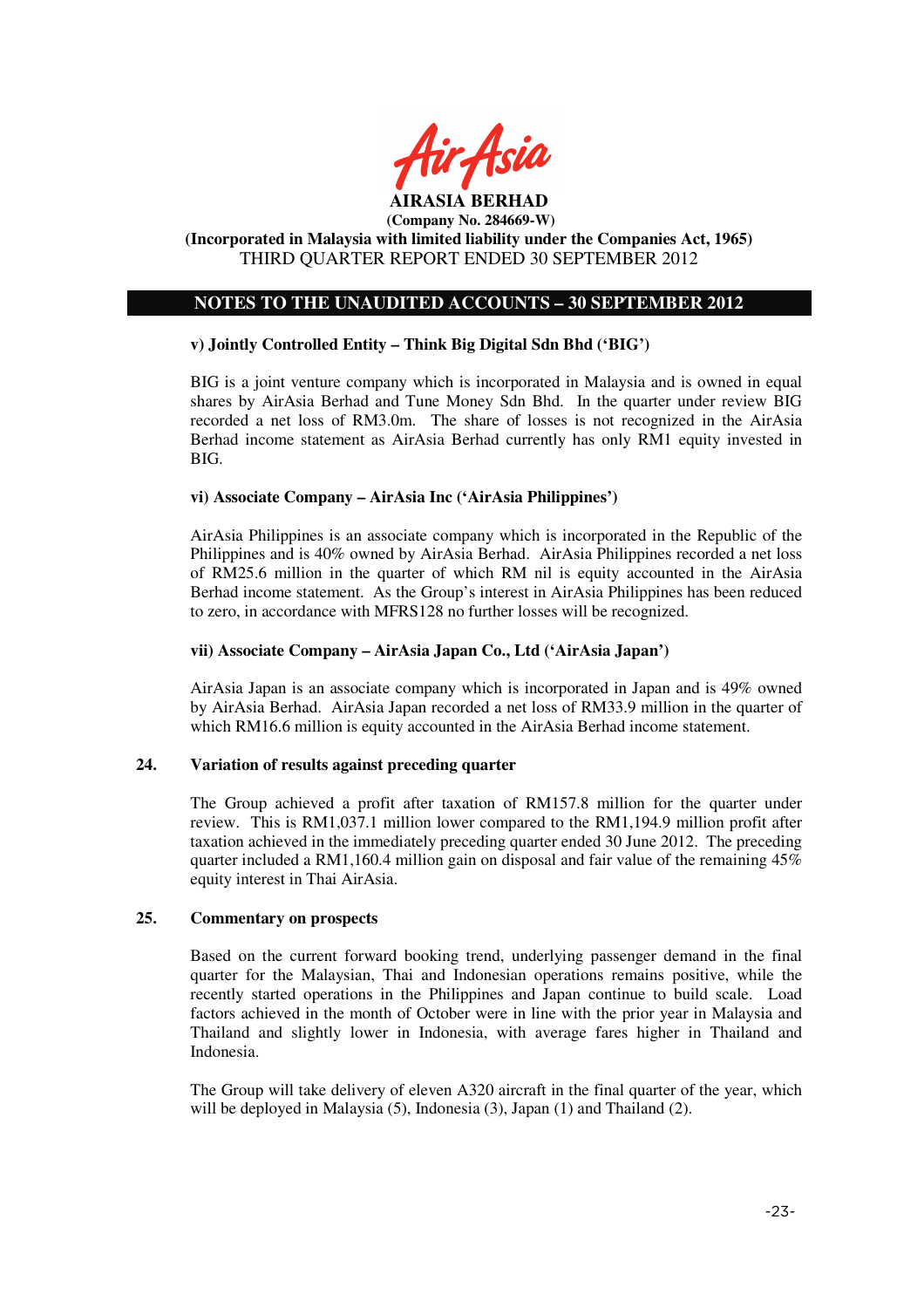**AIRASIA BERHAD**
**(Company No. 284669-W)**
**(Incorporated in Malaysia with limited liability under the Companies Act, 1965)**
THIRD QUARTER REPORT ENDED 30 SEPTEMBER 2012

## NOTES TO THE UNAUDITED ACCOUNTS – 30 SEPTEMBER 2012

**v) Jointly Controlled Entity – Think Big Digital Sdn Bhd ('BIG')**

BIG is a joint venture company which is incorporated in Malaysia and is owned in equal shares by AirAsia Berhad and Tune Money Sdn Bhd. In the quarter under review BIG recorded a net loss of RM3.0m. The share of losses is not recognized in the AirAsia Berhad income statement as AirAsia Berhad currently has only RM1 equity invested in BIG.

**vi) Associate Company – AirAsia Inc ('AirAsia Philippines')**

AirAsia Philippines is an associate company which is incorporated in the Republic of the Philippines and is 40% owned by AirAsia Berhad. AirAsia Philippines recorded a net loss of RM25.6 million in the quarter of which RM nil is equity accounted in the AirAsia Berhad income statement. As the Group's interest in AirAsia Philippines has been reduced to zero, in accordance with MFRS128 no further losses will be recognized.

**vii) Associate Company – AirAsia Japan Co., Ltd ('AirAsia Japan')**

AirAsia Japan is an associate company which is incorporated in Japan and is 49% owned by AirAsia Berhad. AirAsia Japan recorded a net loss of RM33.9 million in the quarter of which RM16.6 million is equity accounted in the AirAsia Berhad income statement.

### 24. Variation of results against preceding quarter

The Group achieved a profit after taxation of RM157.8 million for the quarter under review. This is RM1,037.1 million lower compared to the RM1,194.9 million profit after taxation achieved in the immediately preceding quarter ended 30 June 2012. The preceding quarter included a RM1,160.4 million gain on disposal and fair value of the remaining 45% equity interest in Thai AirAsia.

### 25. Commentary on prospects

Based on the current forward booking trend, underlying passenger demand in the final quarter for the Malaysian, Thai and Indonesian operations remains positive, while the recently started operations in the Philippines and Japan continue to build scale. Load factors achieved in the month of October were in line with the prior year in Malaysia and Thailand and slightly lower in Indonesia, with average fares higher in Thailand and Indonesia.

The Group will take delivery of eleven A320 aircraft in the final quarter of the year, which will be deployed in Malaysia (5), Indonesia (3), Japan (1) and Thailand (2).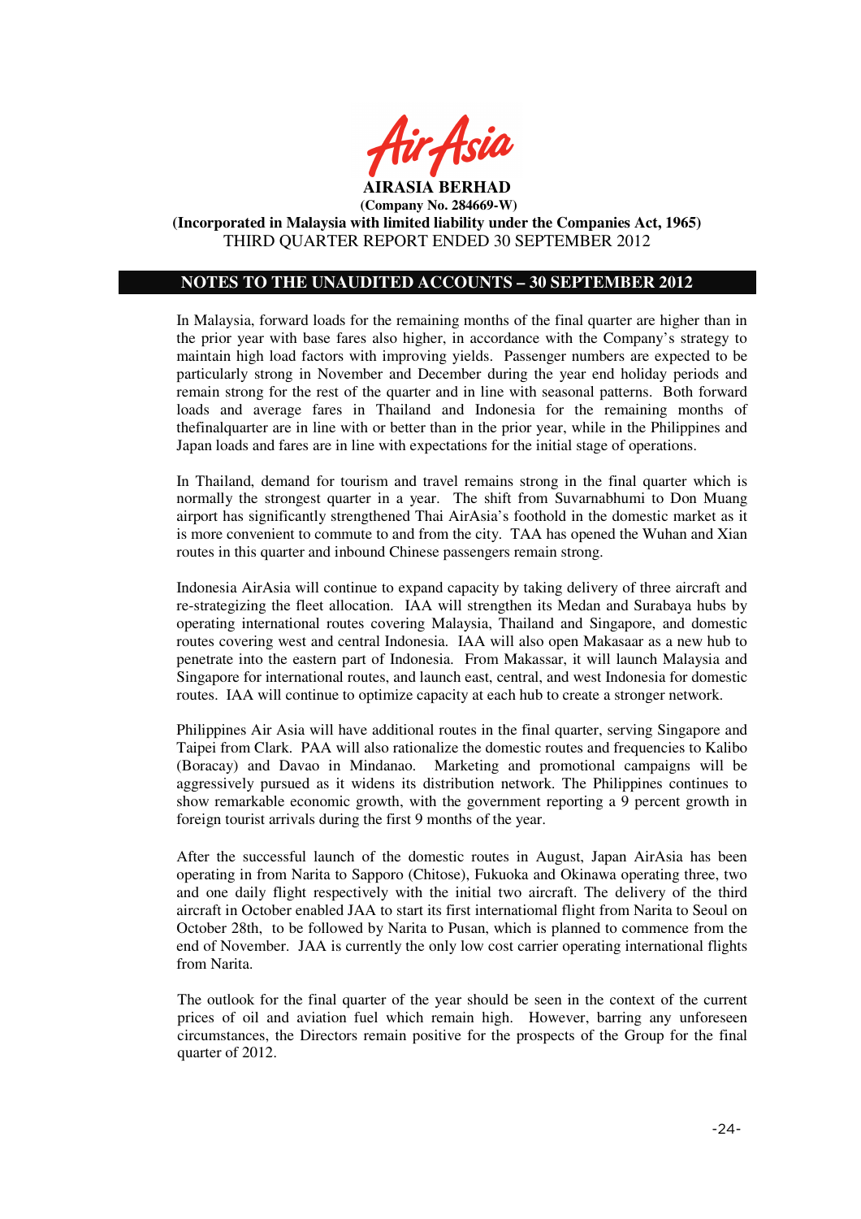# AIRASIA BERHAD

**(Company No. 284669-W)**

**(Incorporated in Malaysia with limited liability under the Companies Act, 1965)**

THIRD QUARTER REPORT ENDED 30 SEPTEMBER 2012

## NOTES TO THE UNAUDITED ACCOUNTS – 30 SEPTEMBER 2012

In Malaysia, forward loads for the remaining months of the final quarter are higher than in the prior year with base fares also higher, in accordance with the Company's strategy to maintain high load factors with improving yields. Passenger numbers are expected to be particularly strong in November and December during the year end holiday periods and remain strong for the rest of the quarter and in line with seasonal patterns. Both forward loads and average fares in Thailand and Indonesia for the remaining months of thefinalquarter are in line with or better than in the prior year, while in the Philippines and Japan loads and fares are in line with expectations for the initial stage of operations.

In Thailand, demand for tourism and travel remains strong in the final quarter which is normally the strongest quarter in a year. The shift from Suvarnabhumi to Don Muang airport has significantly strengthened Thai AirAsia's foothold in the domestic market as it is more convenient to commute to and from the city. TAA has opened the Wuhan and Xian routes in this quarter and inbound Chinese passengers remain strong.

Indonesia AirAsia will continue to expand capacity by taking delivery of three aircraft and re-strategizing the fleet allocation. IAA will strengthen its Medan and Surabaya hubs by operating international routes covering Malaysia, Thailand and Singapore, and domestic routes covering west and central Indonesia. IAA will also open Makasaar as a new hub to penetrate into the eastern part of Indonesia. From Makassar, it will launch Malaysia and Singapore for international routes, and launch east, central, and west Indonesia for domestic routes. IAA will continue to optimize capacity at each hub to create a stronger network.

Philippines Air Asia will have additional routes in the final quarter, serving Singapore and Taipei from Clark. PAA will also rationalize the domestic routes and frequencies to Kalibo (Boracay) and Davao in Mindanao. Marketing and promotional campaigns will be aggressively pursued as it widens its distribution network. The Philippines continues to show remarkable economic growth, with the government reporting a 9 percent growth in foreign tourist arrivals during the first 9 months of the year.

After the successful launch of the domestic routes in August, Japan AirAsia has been operating in from Narita to Sapporo (Chitose), Fukuoka and Okinawa operating three, two and one daily flight respectively with the initial two aircraft. The delivery of the third aircraft in October enabled JAA to start its first internatiomal flight from Narita to Seoul on October 28th, to be followed by Narita to Pusan, which is planned to commence from the end of November. JAA is currently the only low cost carrier operating international flights from Narita.

The outlook for the final quarter of the year should be seen in the context of the current prices of oil and aviation fuel which remain high. However, barring any unforeseen circumstances, the Directors remain positive for the prospects of the Group for the final quarter of 2012.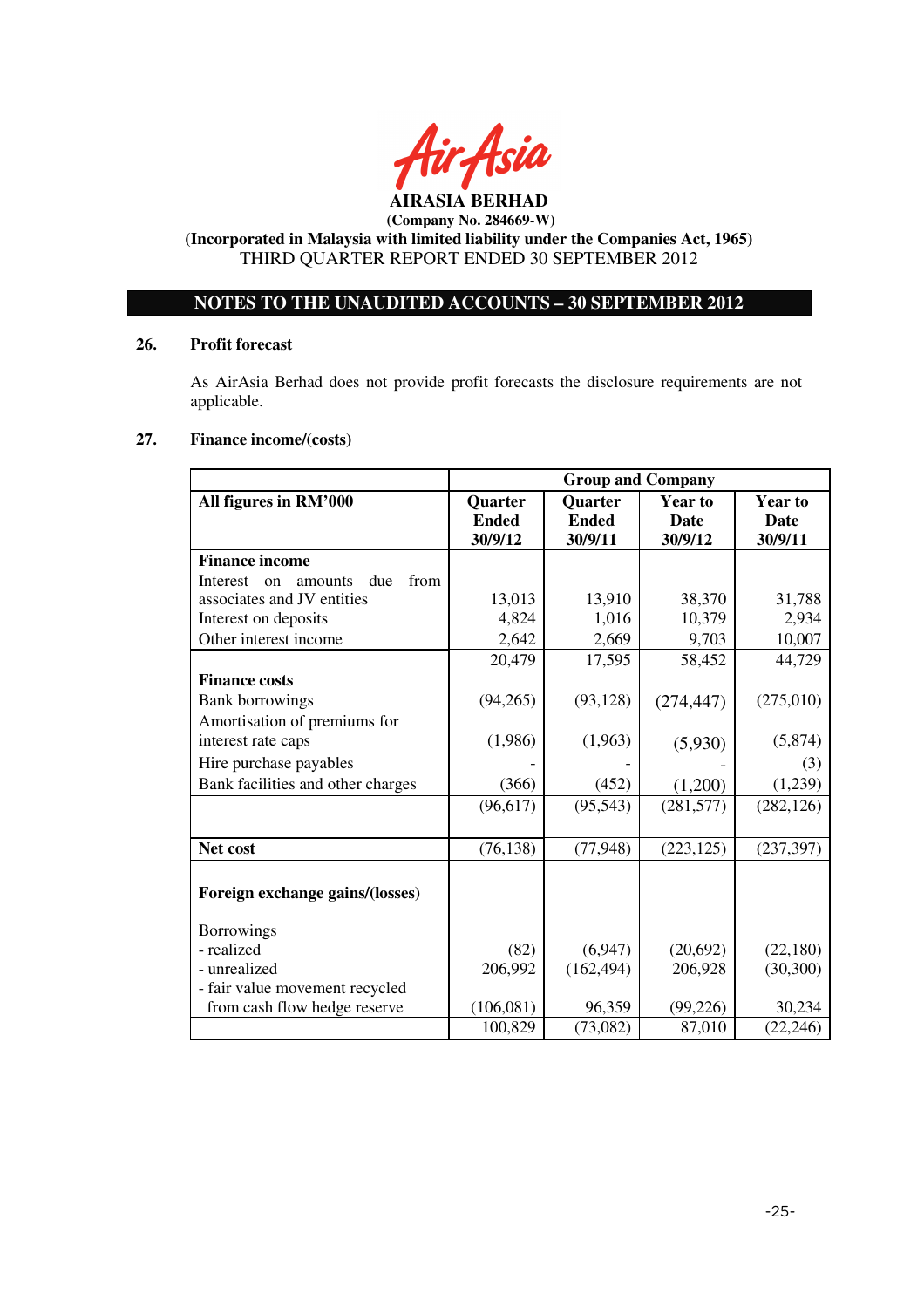**AIRASIA BERHAD**

**(Company No. 284669-W)**

**(Incorporated in Malaysia with limited liability under the Companies Act, 1965)**

THIRD QUARTER REPORT ENDED 30 SEPTEMBER 2012

## NOTES TO THE UNAUDITED ACCOUNTS – 30 SEPTEMBER 2012

### 26. Profit forecast

As AirAsia Berhad does not provide profit forecasts the disclosure requirements are not applicable.

### 27. Finance income/(costs)

| | Group and Company | | | |
|---|---|---|---|---|
| **All figures in RM'000** | **Quarter Ended 30/9/12** | **Quarter Ended 30/9/11** | **Year to Date 30/9/12** | **Year to Date 30/9/11** |
| **Finance income** | | | | |
| Interest on amounts due from associates and JV entities | 13,013 | 13,910 | 38,370 | 31,788 |
| Interest on deposits | 4,824 | 1,016 | 10,379 | 2,934 |
| Other interest income | 2,642 | 2,669 | 9,703 | 10,007 |
| | 20,479 | 17,595 | 58,452 | 44,729 |
| **Finance costs** | | | | |
| Bank borrowings | (94,265) | (93,128) | (274,447) | (275,010) |
| Amortisation of premiums for interest rate caps | (1,986) | (1,963) | (5,930) | (5,874) |
| Hire purchase payables | - | - | - | (3) |
| Bank facilities and other charges | (366) | (452) | (1,200) | (1,239) |
| | (96,617) | (95,543) | (281,577) | (282,126) |
| **Net cost** | (76,138) | (77,948) | (223,125) | (237,397) |
| | | | | |
| **Foreign exchange gains/(losses)** | | | | |
| Borrowings | | | | |
| - realized | (82) | (6,947) | (20,692) | (22,180) |
| - unrealized | 206,992 | (162,494) | 206,928 | (30,300) |
| - fair value movement recycled from cash flow hedge reserve | (106,081) | 96,359 | (99,226) | 30,234 |
| | 100,829 | (73,082) | 87,010 | (22,246) |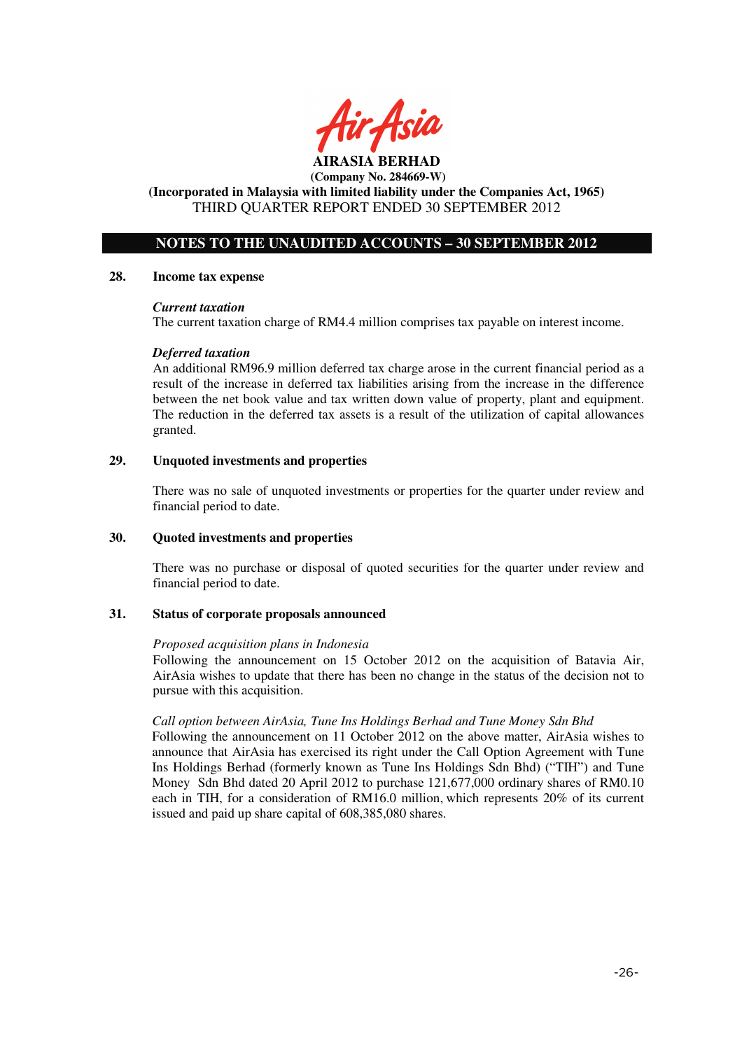**AIRASIA BERHAD**
**(Company No. 284669-W)**
**(Incorporated in Malaysia with limited liability under the Companies Act, 1965)**
THIRD QUARTER REPORT ENDED 30 SEPTEMBER 2012

## NOTES TO THE UNAUDITED ACCOUNTS – 30 SEPTEMBER 2012

### 28. Income tax expense

***Current taxation***
The current taxation charge of RM4.4 million comprises tax payable on interest income.

***Deferred taxation***
An additional RM96.9 million deferred tax charge arose in the current financial period as a result of the increase in deferred tax liabilities arising from the increase in the difference between the net book value and tax written down value of property, plant and equipment. The reduction in the deferred tax assets is a result of the utilization of capital allowances granted.

### 29. Unquoted investments and properties

There was no sale of unquoted investments or properties for the quarter under review and financial period to date.

### 30. Quoted investments and properties

There was no purchase or disposal of quoted securities for the quarter under review and financial period to date.

### 31. Status of corporate proposals announced

*Proposed acquisition plans in Indonesia*
Following the announcement on 15 October 2012 on the acquisition of Batavia Air, AirAsia wishes to update that there has been no change in the status of the decision not to pursue with this acquisition.

*Call option between AirAsia, Tune Ins Holdings Berhad and Tune Money Sdn Bhd*
Following the announcement on 11 October 2012 on the above matter, AirAsia wishes to announce that AirAsia has exercised its right under the Call Option Agreement with Tune Ins Holdings Berhad (formerly known as Tune Ins Holdings Sdn Bhd) ("TIH") and Tune Money Sdn Bhd dated 20 April 2012 to purchase 121,677,000 ordinary shares of RM0.10 each in TIH, for a consideration of RM16.0 million, which represents 20% of its current issued and paid up share capital of 608,385,080 shares.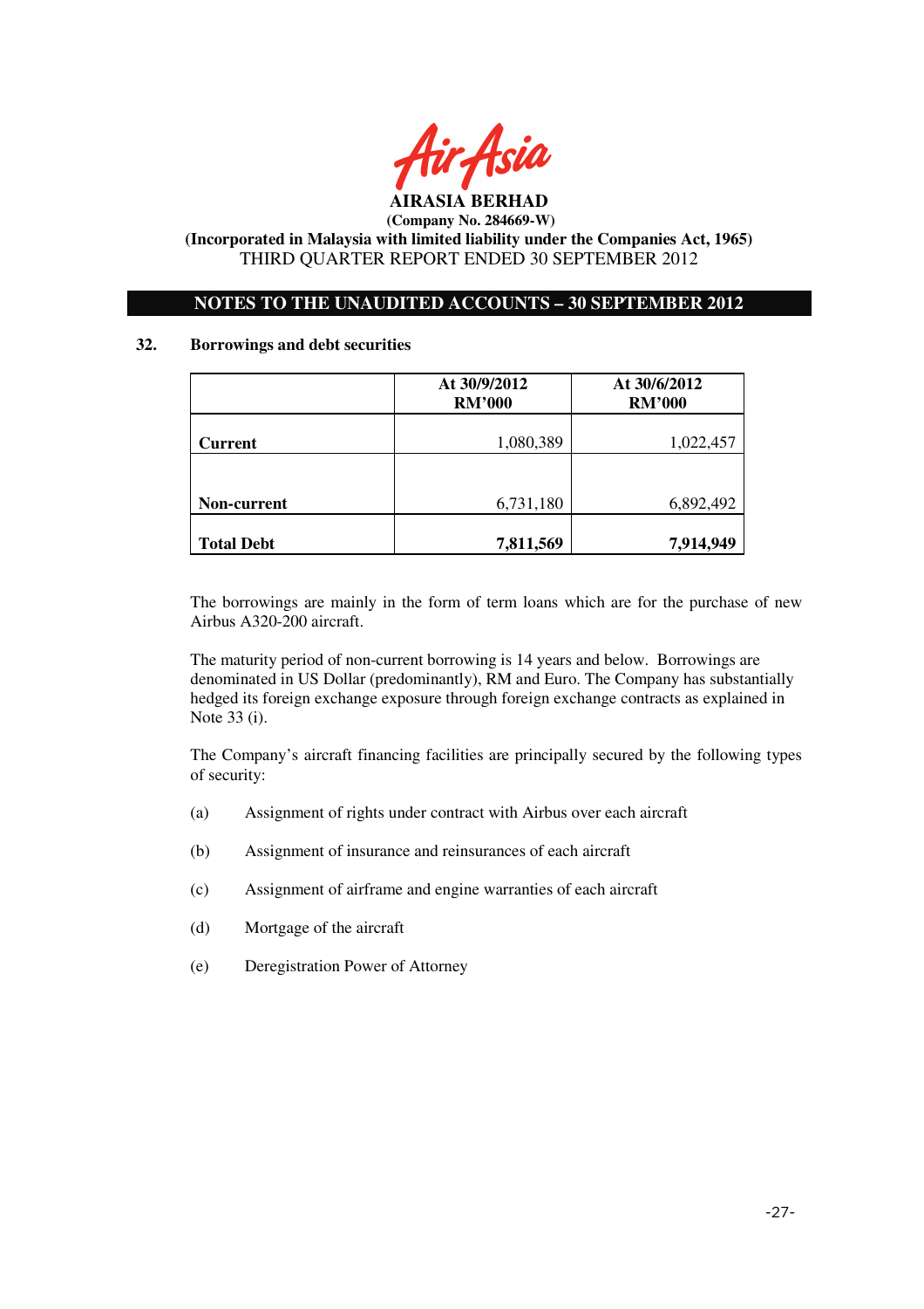AIRASIA BERHAD

(Company No. 284669-W)

(Incorporated in Malaysia with limited liability under the Companies Act, 1965)

THIRD QUARTER REPORT ENDED 30 SEPTEMBER 2012

## NOTES TO THE UNAUDITED ACCOUNTS – 30 SEPTEMBER 2012

### 32. Borrowings and debt securities

| | At 30/9/2012 RM'000 | At 30/6/2012 RM'000 |
|---|---|---|
| **Current** | 1,080,389 | 1,022,457 |
| **Non-current** | 6,731,180 | 6,892,492 |
| **Total Debt** | **7,811,569** | **7,914,949** |

The borrowings are mainly in the form of term loans which are for the purchase of new Airbus A320-200 aircraft.

The maturity period of non-current borrowing is 14 years and below. Borrowings are denominated in US Dollar (predominantly), RM and Euro. The Company has substantially hedged its foreign exchange exposure through foreign exchange contracts as explained in Note 33 (i).

The Company's aircraft financing facilities are principally secured by the following types of security:

(a) Assignment of rights under contract with Airbus over each aircraft

(b) Assignment of insurance and reinsurances of each aircraft

(c) Assignment of airframe and engine warranties of each aircraft

(d) Mortgage of the aircraft

(e) Deregistration Power of Attorney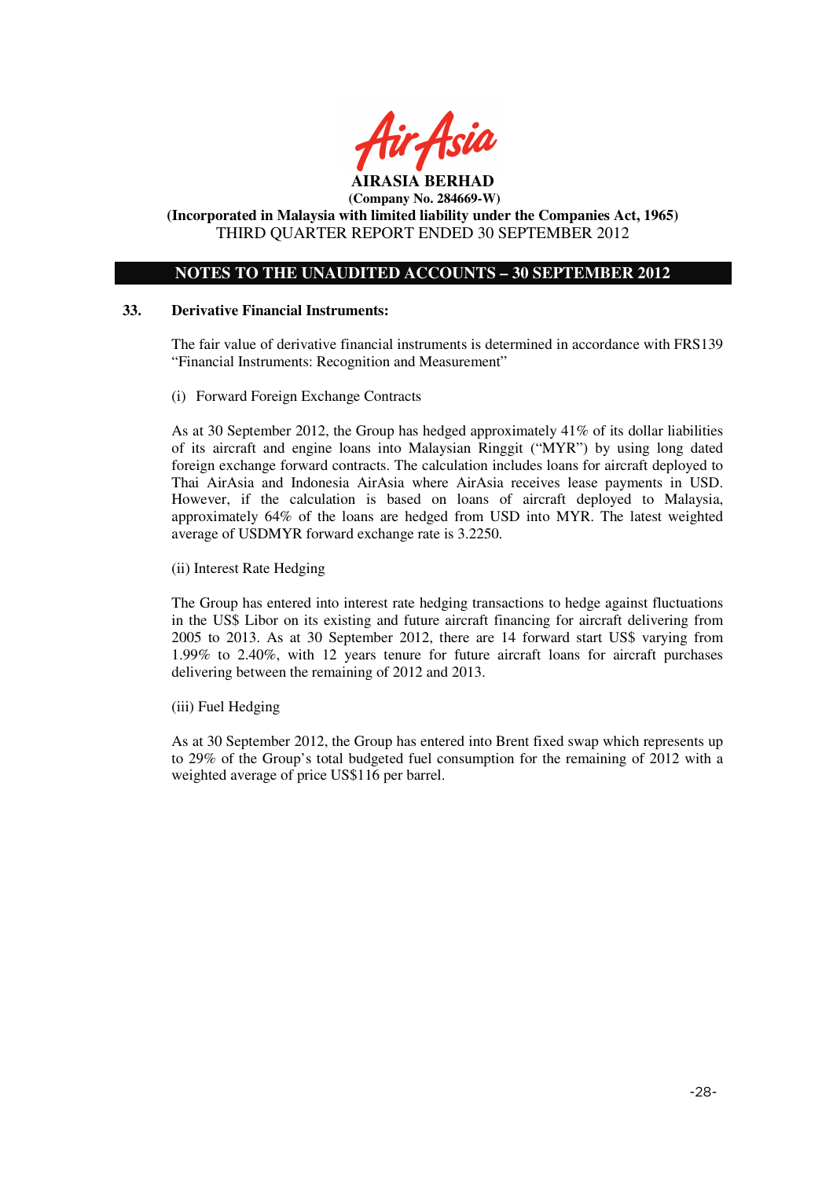**AIRASIA BERHAD**
**(Company No. 284669-W)**
**(Incorporated in Malaysia with limited liability under the Companies Act, 1965)**
THIRD QUARTER REPORT ENDED 30 SEPTEMBER 2012

## NOTES TO THE UNAUDITED ACCOUNTS – 30 SEPTEMBER 2012

### 33. Derivative Financial Instruments:

The fair value of derivative financial instruments is determined in accordance with FRS139 "Financial Instruments: Recognition and Measurement"

(i) Forward Foreign Exchange Contracts

As at 30 September 2012, the Group has hedged approximately 41% of its dollar liabilities of its aircraft and engine loans into Malaysian Ringgit ("MYR") by using long dated foreign exchange forward contracts. The calculation includes loans for aircraft deployed to Thai AirAsia and Indonesia AirAsia where AirAsia receives lease payments in USD. However, if the calculation is based on loans of aircraft deployed to Malaysia, approximately 64% of the loans are hedged from USD into MYR. The latest weighted average of USDMYR forward exchange rate is 3.2250.

(ii) Interest Rate Hedging

The Group has entered into interest rate hedging transactions to hedge against fluctuations in the US$ Libor on its existing and future aircraft financing for aircraft delivering from 2005 to 2013. As at 30 September 2012, there are 14 forward start US$ varying from 1.99% to 2.40%, with 12 years tenure for future aircraft loans for aircraft purchases delivering between the remaining of 2012 and 2013.

(iii) Fuel Hedging

As at 30 September 2012, the Group has entered into Brent fixed swap which represents up to 29% of the Group's total budgeted fuel consumption for the remaining of 2012 with a weighted average of price US$116 per barrel.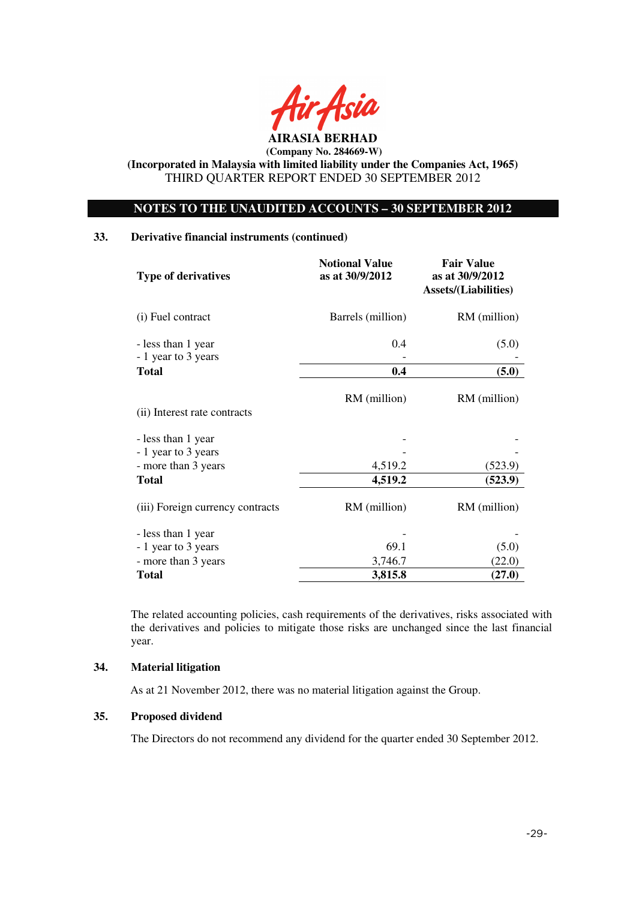**AIRASIA BERHAD**
**(Company No. 284669-W)**
**(Incorporated in Malaysia with limited liability under the Companies Act, 1965)**
THIRD QUARTER REPORT ENDED 30 SEPTEMBER 2012

## NOTES TO THE UNAUDITED ACCOUNTS – 30 SEPTEMBER 2012

### 33. Derivative financial instruments (continued)

| Type of derivatives | Notional Value as at 30/9/2012 | Fair Value as at 30/9/2012 Assets/(Liabilities) |
|---|---|---|
| (i) Fuel contract | Barrels (million) | RM (million) |
| - less than 1 year | 0.4 | (5.0) |
| - 1 year to 3 years | - | - |
| **Total** | **0.4** | **(5.0)** |
| (ii) Interest rate contracts | RM (million) | RM (million) |
| - less than 1 year | - | - |
| - 1 year to 3 years | - | - |
| - more than 3 years | 4,519.2 | (523.9) |
| **Total** | **4,519.2** | **(523.9)** |
| (iii) Foreign currency contracts | RM (million) | RM (million) |
| - less than 1 year | - | - |
| - 1 year to 3 years | 69.1 | (5.0) |
| - more than 3 years | 3,746.7 | (22.0) |
| **Total** | **3,815.8** | **(27.0)** |

The related accounting policies, cash requirements of the derivatives, risks associated with the derivatives and policies to mitigate those risks are unchanged since the last financial year.

### 34. Material litigation

As at 21 November 2012, there was no material litigation against the Group.

### 35. Proposed dividend

The Directors do not recommend any dividend for the quarter ended 30 September 2012.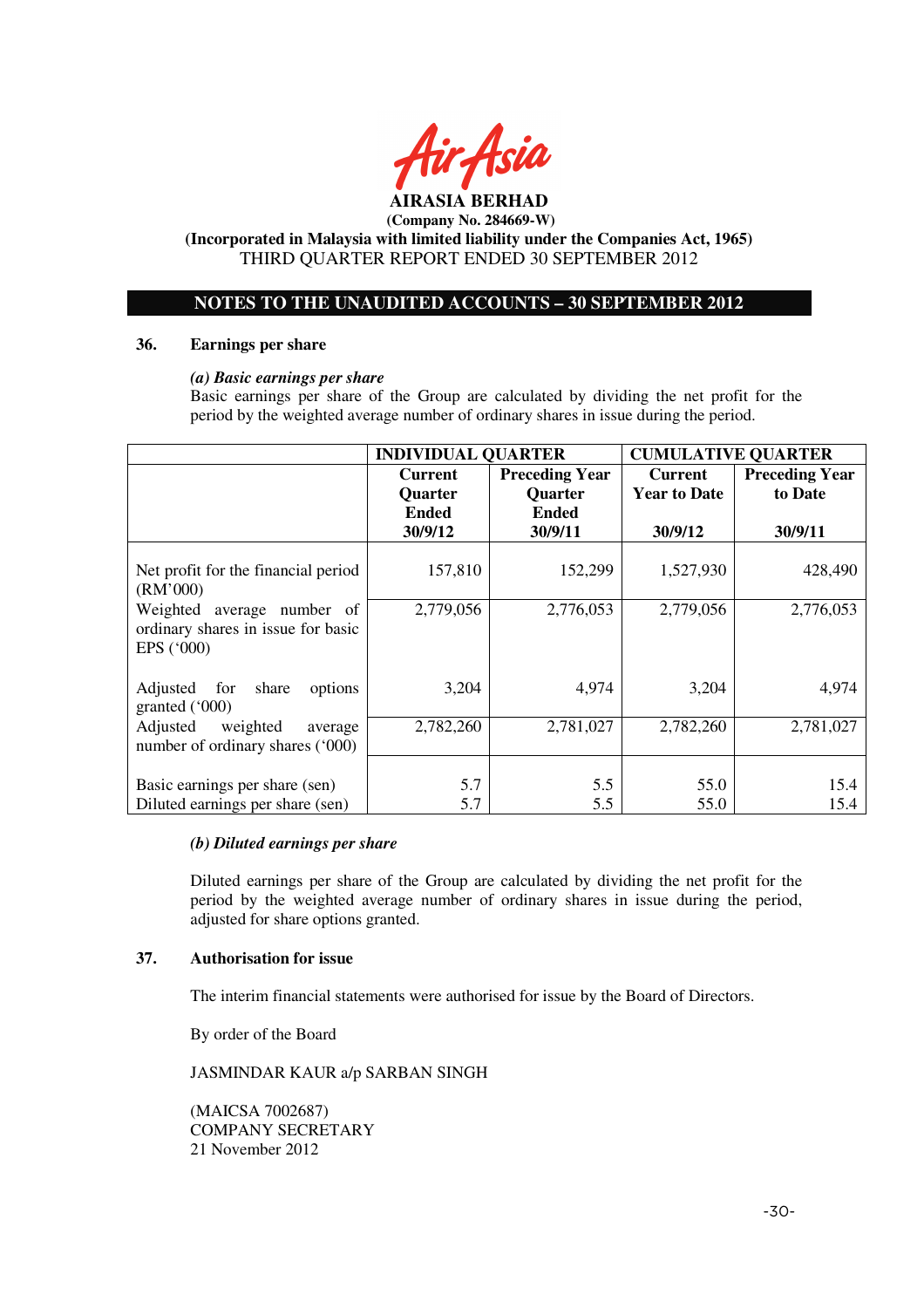**AIRASIA BERHAD**
**(Company No. 284669-W)**
**(Incorporated in Malaysia with limited liability under the Companies Act, 1965)**
THIRD QUARTER REPORT ENDED 30 SEPTEMBER 2012

**NOTES TO THE UNAUDITED ACCOUNTS – 30 SEPTEMBER 2012**

### 36. Earnings per share

***(a) Basic earnings per share***

Basic earnings per share of the Group are calculated by dividing the net profit for the period by the weighted average number of ordinary shares in issue during the period.

| | INDIVIDUAL QUARTER | | CUMULATIVE QUARTER | |
|---|---|---|---|---|
| | Current Quarter Ended 30/9/12 | Preceding Year Quarter Ended 30/9/11 | Current Year to Date 30/9/12 | Preceding Year to Date 30/9/11 |
| Net profit for the financial period (RM'000) | 157,810 | 152,299 | 1,527,930 | 428,490 |
| Weighted average number of ordinary shares in issue for basic EPS ('000) | 2,779,056 | 2,776,053 | 2,779,056 | 2,776,053 |
| Adjusted for share options granted ('000) | 3,204 | 4,974 | 3,204 | 4,974 |
| Adjusted weighted average number of ordinary shares ('000) | 2,782,260 | 2,781,027 | 2,782,260 | 2,781,027 |
| Basic earnings per share (sen) | 5.7 | 5.5 | 55.0 | 15.4 |
| Diluted earnings per share (sen) | 5.7 | 5.5 | 55.0 | 15.4 |

***(b) Diluted earnings per share***

Diluted earnings per share of the Group are calculated by dividing the net profit for the period by the weighted average number of ordinary shares in issue during the period, adjusted for share options granted.

### 37. Authorisation for issue

The interim financial statements were authorised for issue by the Board of Directors.

By order of the Board

JASMINDAR KAUR a/p SARBAN SINGH

(MAICSA 7002687)
COMPANY SECRETARY
21 November 2012